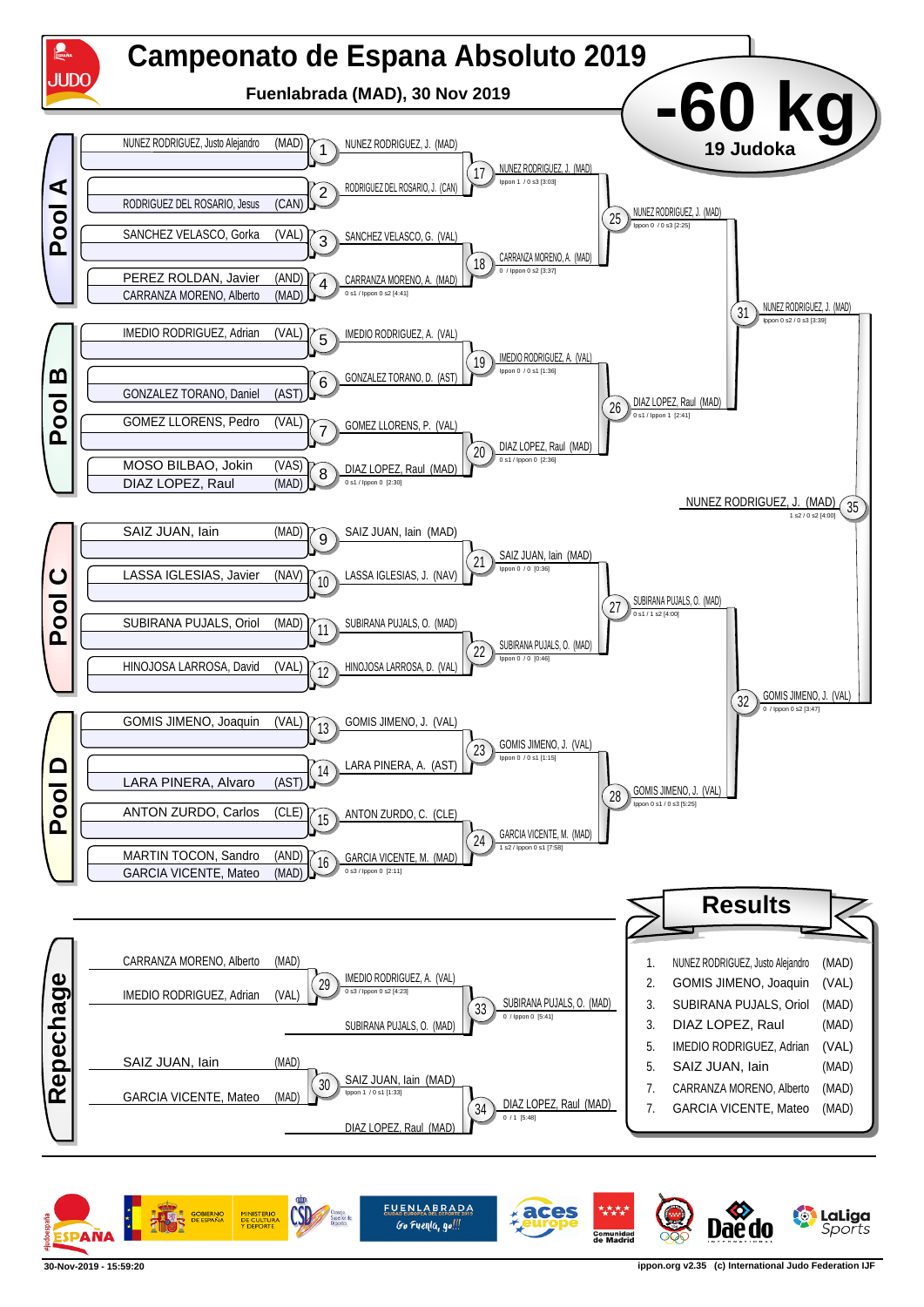# Campeonato de Espana Absoluto 2019

**Fuenlabrada (MAD), 30 Nov 2019**

## -60 kg

**19 Judoka**

## Pool A

| Entry | Match | Winner | Match | Winner | Match | Winner |
|---|---|---|---|---|---|---|
| NUNEZ RODRIGUEZ, Justo Alejandro (MAD) | 1 | NUNEZ RODRIGUEZ, J. (MAD) | 17 | NUNEZ RODRIGUEZ, J. (MAD) — Ippon 1 / 0 s3 [3:03] | 25 | NUNEZ RODRIGUEZ, J. (MAD) — Ippon 0 / 0 s3 [2:25] |
| RODRIGUEZ DEL ROSARIO, Jesus (CAN) | 2 | RODRIGUEZ DEL ROSARIO, J. (CAN) | | | | |
| SANCHEZ VELASCO, Gorka (VAL) | 3 | SANCHEZ VELASCO, G. (VAL) | 18 | CARRANZA MORENO, A. (MAD) — 0 / Ippon 0 s2 [3:37] | | |
| PEREZ ROLDAN, Javier (AND) / CARRANZA MORENO, Alberto (MAD) | 4 | CARRANZA MORENO, A. (MAD) — 0 s1 / Ippon 0 s2 [4:41] | | | | |

## Pool B

| Entry | Match | Winner | Match | Winner | Match | Winner |
|---|---|---|---|---|---|---|
| IMEDIO RODRIGUEZ, Adrian (VAL) | 5 | IMEDIO RODRIGUEZ, A. (VAL) | 19 | IMEDIO RODRIGUEZ, A. (VAL) — Ippon 0 / 0 s1 [1:36] | 26 | DIAZ LOPEZ, Raul (MAD) — 0 s1 / Ippon 1 [2:41] |
| GONZALEZ TORANO, Daniel (AST) | 6 | GONZALEZ TORANO, D. (AST) | | | | |
| GOMEZ LLORENS, Pedro (VAL) | 7 | GOMEZ LLORENS, P. (VAL) | 20 | DIAZ LOPEZ, Raul (MAD) — 0 s1 / Ippon 0 [2:36] | | |
| MOSO BILBAO, Jokin (VAS) / DIAZ LOPEZ, Raul (MAD) | 8 | DIAZ LOPEZ, Raul (MAD) — 0 s1 / Ippon 0 [2:30] | | | | |

Match 31: NUNEZ RODRIGUEZ, J. (MAD) — Ippon 0 s2 / 0 s3 [3:39]

## Pool C

| Entry | Match | Winner | Match | Winner | Match | Winner |
|---|---|---|---|---|---|---|
| SAIZ JUAN, Iain (MAD) | 9 | SAIZ JUAN, Iain (MAD) | 21 | SAIZ JUAN, Iain (MAD) — Ippon 0 / 0 [0:36] | 27 | SUBIRANA PUJALS, O. (MAD) — 0 s1 / 1 s2 [4:00] |
| LASSA IGLESIAS, Javier (NAV) | 10 | LASSA IGLESIAS, J. (NAV) | | | | |
| SUBIRANA PUJALS, Oriol (MAD) | 11 | SUBIRANA PUJALS, O. (MAD) | 22 | SUBIRANA PUJALS, O. (MAD) — Ippon 0 / 0 [0:46] | | |
| HINOJOSA LARROSA, David (VAL) | 12 | HINOJOSA LARROSA, D. (VAL) | | | | |

## Pool D

| Entry | Match | Winner | Match | Winner | Match | Winner |
|---|---|---|---|---|---|---|
| GOMIS JIMENO, Joaquin (VAL) | 13 | GOMIS JIMENO, J. (VAL) | 23 | GOMIS JIMENO, J. (VAL) — Ippon 0 / 0 s1 [1:15] | 28 | GOMIS JIMENO, J. (VAL) — Ippon 0 s1 / 0 s3 [5:25] |
| LARA PINERA, Alvaro (AST) | 14 | LARA PINERA, A. (AST) | | | | |
| ANTON ZURDO, Carlos (CLE) | 15 | ANTON ZURDO, C. (CLE) | 24 | GARCIA VICENTE, M. (MAD) — 1 s2 / Ippon 0 s1 [7:58] | | |
| MARTIN TOCON, Sandro (AND) / GARCIA VICENTE, Mateo (MAD) | 16 | GARCIA VICENTE, M. (MAD) — 0 s3 / Ippon 0 [2:11] | | | | |

Match 32: GOMIS JIMENO, J. (VAL) — 0 / Ippon 0 s2 [3:47]

Final – Match 35: NUNEZ RODRIGUEZ, J. (MAD) — 1 s2 / 0 s2 [4:00]

## Repechage

| Entry | Match | Winner | Match | Winner |
|---|---|---|---|---|
| CARRANZA MORENO, Alberto (MAD) / IMEDIO RODRIGUEZ, Adrian (VAL) | 29 | IMEDIO RODRIGUEZ, A. (VAL) — 0 s3 / Ippon 0 s2 [4:23] | 33 | SUBIRANA PUJALS, O. (MAD) — 0 / Ippon 0 [5:41] |
| SUBIRANA PUJALS, O. (MAD) | | | | |
| SAIZ JUAN, Iain (MAD) / GARCIA VICENTE, Mateo (MAD) | 30 | SAIZ JUAN, Iain (MAD) — Ippon 1 / 0 s1 [1:33] | 34 | DIAZ LOPEZ, Raul (MAD) — 0 / 1 [5:48] |
| DIAZ LOPEZ, Raul (MAD) | | | | |

## Results

| Place | Name | Team |
|---|---|---|
| 1. | NUNEZ RODRIGUEZ, Justo Alejandro | (MAD) |
| 2. | GOMIS JIMENO, Joaquin | (VAL) |
| 3. | SUBIRANA PUJALS, Oriol | (MAD) |
| 3. | DIAZ LOPEZ, Raul | (MAD) |
| 5. | IMEDIO RODRIGUEZ, Adrian | (VAL) |
| 5. | SAIZ JUAN, Iain | (MAD) |
| 7. | CARRANZA MORENO, Alberto | (MAD) |
| 7. | GARCIA VICENTE, Mateo | (MAD) |

30-Nov-2019 - 15:59:20

ippon.org v2.35 (c) International Judo Federation IJF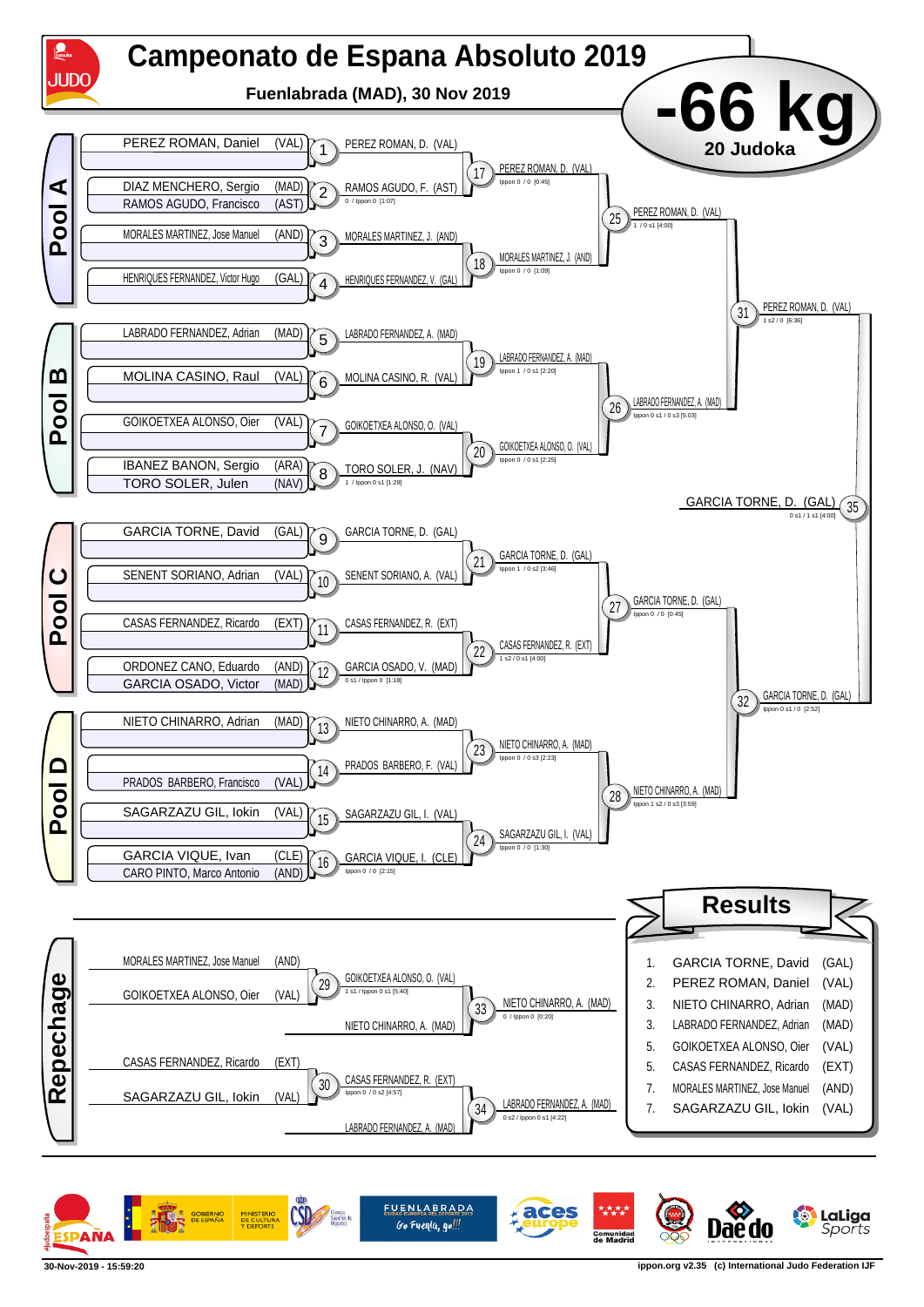# Campeonato de Espana Absoluto 2019

**Fuenlabrada (MAD), 30 Nov 2019**

## -66 kg

**20 Judoka**

### Pool A

| Competitors | Match | Winner | Score |
|---|---|---|---|
| PEREZ ROMAN, Daniel (VAL) – bye | 1 | PEREZ ROMAN, D. (VAL) | |
| DIAZ MENCHERO, Sergio (MAD) – RAMOS AGUDO, Francisco (AST) | 2 | RAMOS AGUDO, F. (AST) | 0 / Ippon 0 [1:07] |
| MORALES MARTINEZ, Jose Manuel (AND) – bye | 3 | MORALES MARTINEZ, J. (AND) | |
| HENRIQUES FERNANDEZ, Victor Hugo (GAL) – bye | 4 | HENRIQUES FERNANDEZ, V. (GAL) | |
| PEREZ ROMAN, D. (VAL) – RAMOS AGUDO, F. (AST) | 17 | PEREZ ROMAN, D. (VAL) | Ippon 0 / 0 [0:45] |
| MORALES MARTINEZ, J. (AND) – HENRIQUES FERNANDEZ, V. (GAL) | 18 | MORALES MARTINEZ, J. (AND) | Ippon 0 / 0 [1:09] |
| PEREZ ROMAN, D. (VAL) – MORALES MARTINEZ, J. (AND) | 25 | PEREZ ROMAN, D. (VAL) | 1 / 0 s1 [4:00] |

### Pool B

| Competitors | Match | Winner | Score |
|---|---|---|---|
| LABRADO FERNANDEZ, Adrian (MAD) – bye | 5 | LABRADO FERNANDEZ, A. (MAD) | |
| MOLINA CASINO, Raul (VAL) – bye | 6 | MOLINA CASINO, R. (VAL) | |
| GOIKOETXEA ALONSO, Oier (VAL) – bye | 7 | GOIKOETXEA ALONSO, O. (VAL) | |
| IBANEZ BANON, Sergio (ARA) – TORO SOLER, Julen (NAV) | 8 | TORO SOLER, J. (NAV) | 1 / Ippon 0 s1 [1:29] |
| LABRADO FERNANDEZ, A. (MAD) – MOLINA CASINO, R. (VAL) | 19 | LABRADO FERNANDEZ, A. (MAD) | Ippon 1 / 0 s1 [2:20] |
| GOIKOETXEA ALONSO, O. (VAL) – TORO SOLER, J. (NAV) | 20 | GOIKOETXEA ALONSO, O. (VAL) | Ippon 0 / 0 s1 [2:25] |
| LABRADO FERNANDEZ, A. (MAD) – GOIKOETXEA ALONSO, O. (VAL) | 26 | LABRADO FERNANDEZ, A. (MAD) | Ippon 0 s1 / 0 s3 [5:03] |

### Pool C

| Competitors | Match | Winner | Score |
|---|---|---|---|
| GARCIA TORNE, David (GAL) – bye | 9 | GARCIA TORNE, D. (GAL) | |
| SENENT SORIANO, Adrian (VAL) – bye | 10 | SENENT SORIANO, A. (VAL) | |
| CASAS FERNANDEZ, Ricardo (EXT) – bye | 11 | CASAS FERNANDEZ, R. (EXT) | |
| ORDONEZ CANO, Eduardo (AND) – GARCIA OSADO, Victor (MAD) | 12 | GARCIA OSADO, V. (MAD) | 0 s1 / Ippon 0 [1:18] |
| GARCIA TORNE, D. (GAL) – SENENT SORIANO, A. (VAL) | 21 | GARCIA TORNE, D. (GAL) | Ippon 1 / 0 s2 [3:46] |
| CASAS FERNANDEZ, R. (EXT) – GARCIA OSADO, V. (MAD) | 22 | CASAS FERNANDEZ, R. (EXT) | 1 s2 / 0 s1 [4:00] |
| GARCIA TORNE, D. (GAL) – CASAS FERNANDEZ, R. (EXT) | 27 | GARCIA TORNE, D. (GAL) | Ippon 0 / 0 [0:45] |

### Pool D

| Competitors | Match | Winner | Score |
|---|---|---|---|
| NIETO CHINARRO, Adrian (MAD) – bye | 13 | NIETO CHINARRO, A. (MAD) | |
| PRADOS BARBERO, Francisco (VAL) – bye | 14 | PRADOS BARBERO, F. (VAL) | |
| SAGARZAZU GIL, Iokin (VAL) – bye | 15 | SAGARZAZU GIL, I. (VAL) | |
| GARCIA VIQUE, Ivan (CLE) – CARO PINTO, Marco Antonio (AND) | 16 | GARCIA VIQUE, I. (CLE) | Ippon 0 / 0 [2:15] |
| NIETO CHINARRO, A. (MAD) – PRADOS BARBERO, F. (VAL) | 23 | NIETO CHINARRO, A. (MAD) | Ippon 0 / 0 s3 [2:23] |
| SAGARZAZU GIL, I. (VAL) – GARCIA VIQUE, I. (CLE) | 24 | SAGARZAZU GIL, I. (VAL) | Ippon 0 / 0 [1:30] |
| NIETO CHINARRO, A. (MAD) – SAGARZAZU GIL, I. (VAL) | 28 | NIETO CHINARRO, A. (MAD) | Ippon 1 s2 / 0 s3 [3:59] |

### Semifinals and Final

| Competitors | Match | Winner | Score |
|---|---|---|---|
| PEREZ ROMAN, D. (VAL) – LABRADO FERNANDEZ, A. (MAD) | 31 | PEREZ ROMAN, D. (VAL) | 1 s2 / 0 [6:36] |
| GARCIA TORNE, D. (GAL) – NIETO CHINARRO, A. (MAD) | 32 | GARCIA TORNE, D. (GAL) | Ippon 0 s1 / 0 [2:52] |
| PEREZ ROMAN, D. (VAL) – GARCIA TORNE, D. (GAL) | 35 | GARCIA TORNE, D. (GAL) | 0 s1 / 1 s1 [4:00] |

### Repechage

| Competitors | Match | Winner | Score |
|---|---|---|---|
| MORALES MARTINEZ, Jose Manuel (AND) – GOIKOETXEA ALONSO, Oier (VAL) | 29 | GOIKOETXEA ALONSO, O. (VAL) | 1 s1 / Ippon 0 s1 [5:40] |
| GOIKOETXEA ALONSO, O. (VAL) – NIETO CHINARRO, A. (MAD) | 33 | NIETO CHINARRO, A. (MAD) | 0 / Ippon 0 [0:20] |
| CASAS FERNANDEZ, Ricardo (EXT) – SAGARZAZU GIL, Iokin (VAL) | 30 | CASAS FERNANDEZ, R. (EXT) | Ippon 0 / 0 s3 [4:57] |
| CASAS FERNANDEZ, R. (EXT) – LABRADO FERNANDEZ, A. (MAD) | 34 | LABRADO FERNANDEZ, A. (MAD) | 0 s2 / Ippon 0 s1 [4:22] |

## Results

| Place | Name | Team |
|---|---|---|
| 1. | GARCIA TORNE, David | (GAL) |
| 2. | PEREZ ROMAN, Daniel | (VAL) |
| 3. | NIETO CHINARRO, Adrian | (MAD) |
| 3. | LABRADO FERNANDEZ, Adrian | (MAD) |
| 5. | GOIKOETXEA ALONSO, Oier | (VAL) |
| 5. | CASAS FERNANDEZ, Ricardo | (EXT) |
| 7. | MORALES MARTINEZ, Jose Manuel | (AND) |
| 7. | SAGARZAZU GIL, Iokin | (VAL) |

30-Nov-2019 - 15:59:20 — ippon.org v2.35 (c) International Judo Federation IJF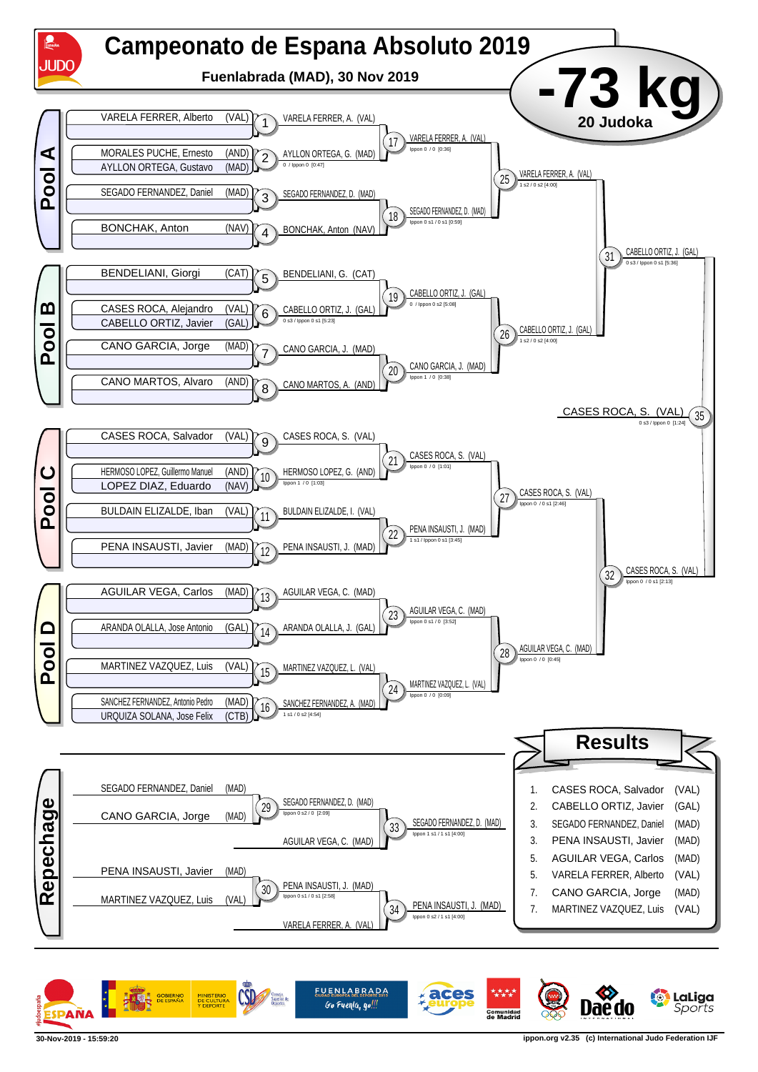# Campeonato de Espana Absoluto 2019

**Fuenlabrada (MAD), 30 Nov 2019**

## -73 kg

**20 Judoka**

## Pool A

| Contest | Competitors | Winner | Score |
|---|---|---|---|
| 1 | VARELA FERRER, Alberto (VAL) | VARELA FERRER, A. (VAL) | |
| 2 | MORALES PUCHE, Ernesto (AND) / AYLLON ORTEGA, Gustavo (MAD) | AYLLON ORTEGA, G. (MAD) | 0 / Ippon 0 [0:47] |
| 3 | SEGADO FERNANDEZ, Daniel (MAD) | SEGADO FERNANDEZ, D. (MAD) | |
| 4 | BONCHAK, Anton (NAV) | BONCHAK, Anton (NAV) | |
| 17 | | VARELA FERRER, A. (VAL) | Ippon 0 / 0 [0:36] |
| 18 | | SEGADO FERNANDEZ, D. (MAD) | Ippon 0 s1 / 0 s1 [0:59] |
| 25 | | VARELA FERRER, A. (VAL) | 1 s2 / 0 s2 [4:00] |

## Pool B

| Contest | Competitors | Winner | Score |
|---|---|---|---|
| 5 | BENDELIANI, Giorgi (CAT) | BENDELIANI, G. (CAT) | |
| 6 | CASES ROCA, Alejandro (VAL) / CABELLO ORTIZ, Javier (GAL) | CABELLO ORTIZ, J. (GAL) | 0 s3 / Ippon 0 s1 [5:23] |
| 7 | CANO GARCIA, Jorge (MAD) | CANO GARCIA, J. (MAD) | |
| 8 | CANO MARTOS, Alvaro (AND) | CANO MARTOS, A. (AND) | |
| 19 | | CABELLO ORTIZ, J. (GAL) | 0 / Ippon 0 s2 [5:08] |
| 20 | | CANO GARCIA, J. (MAD) | Ippon 1 / 0 [0:38] |
| 26 | | CABELLO ORTIZ, J. (GAL) | 1 s2 / 0 s2 [4:00] |

## Pool C

| Contest | Competitors | Winner | Score |
|---|---|---|---|
| 9 | CASES ROCA, Salvador (VAL) | CASES ROCA, S. (VAL) | |
| 10 | HERMOSO LOPEZ, Guillermo Manuel (AND) / LOPEZ DIAZ, Eduardo (NAV) | HERMOSO LOPEZ, G. (AND) | Ippon 1 / 0 [1:03] |
| 11 | BULDAIN ELIZALDE, Iban (VAL) | BULDAIN ELIZALDE, I. (VAL) | |
| 12 | PENA INSAUSTI, Javier (MAD) | PENA INSAUSTI, J. (MAD) | |
| 21 | | CASES ROCA, S. (VAL) | Ippon 0 / 0 [1:01] |
| 22 | | PENA INSAUSTI, J. (MAD) | 1 s1 / Ippon 0 s1 [3:45] |
| 27 | | CASES ROCA, S. (VAL) | Ippon 0 / 0 s1 [2:46] |

## Pool D

| Contest | Competitors | Winner | Score |
|---|---|---|---|
| 13 | AGUILAR VEGA, Carlos (MAD) | AGUILAR VEGA, C. (MAD) | |
| 14 | ARANDA OLALLA, Jose Antonio (GAL) | ARANDA OLALLA, J. (GAL) | |
| 15 | MARTINEZ VAZQUEZ, Luis (VAL) | MARTINEZ VAZQUEZ, L. (VAL) | |
| 16 | SANCHEZ FERNANDEZ, Antonio Pedro (MAD) / URQUIZA SOLANA, Jose Felix (CTB) | SANCHEZ FERNANDEZ, A. (MAD) | 1 s1 / 0 s2 [4:54] |
| 23 | | AGUILAR VEGA, C. (MAD) | Ippon 0 s1 / 0 [3:52] |
| 24 | | MARTINEZ VAZQUEZ, L. (VAL) | Ippon 0 / 0 [0:09] |
| 28 | | AGUILAR VEGA, C. (MAD) | Ippon 0 / 0 [0:45] |

## Semi-finals and Final

| Contest | Winner | Score |
|---|---|---|
| 31 | CABELLO ORTIZ, J. (GAL) | 0 s3 / Ippon 0 s1 [5:36] |
| 32 | CASES ROCA, S. (VAL) | Ippon 0 / 0 s1 [2:13] |
| 35 | CASES ROCA, S. (VAL) | 0 s3 / Ippon 0 [1:24] |

## Repechage

| Contest | Competitors | Winner | Score |
|---|---|---|---|
| 29 | SEGADO FERNANDEZ, Daniel (MAD) / CANO GARCIA, Jorge (MAD) | SEGADO FERNANDEZ, D. (MAD) | Ippon 0 s2 / 0 [2:09] |
| 33 | SEGADO FERNANDEZ, D. (MAD) / AGUILAR VEGA, C. (MAD) | SEGADO FERNANDEZ, D. (MAD) | Ippon 1 s1 / 1 s1 [4:00] |
| 30 | PENA INSAUSTI, Javier (MAD) / MARTINEZ VAZQUEZ, Luis (VAL) | PENA INSAUSTI, J. (MAD) | Ippon 0 s1 / 0 s1 [2:58] |
| 34 | PENA INSAUSTI, J. (MAD) / VARELA FERRER, A. (VAL) | PENA INSAUSTI, J. (MAD) | Ippon 0 s2 / 1 s1 [4:00] |

## Results

| Place | Name | Team |
|---|---|---|
| 1. | CASES ROCA, Salvador | (VAL) |
| 2. | CABELLO ORTIZ, Javier | (GAL) |
| 3. | SEGADO FERNANDEZ, Daniel | (MAD) |
| 3. | PENA INSAUSTI, Javier | (MAD) |
| 5. | AGUILAR VEGA, Carlos | (MAD) |
| 5. | VARELA FERRER, Alberto | (VAL) |
| 7. | CANO GARCIA, Jorge | (MAD) |
| 7. | MARTINEZ VAZQUEZ, Luis | (VAL) |

30-Nov-2019 - 15:59:20 — ippon.org v2.35 (c) International Judo Federation IJF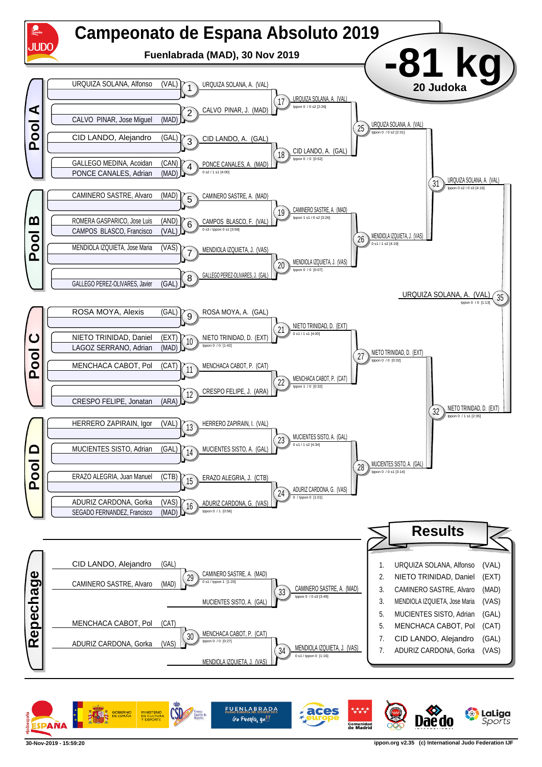# Campeonato de Espana Absoluto 2019

**Fuenlabrada (MAD), 30 Nov 2019**

# -81 kg

**20 Judoka**

## Pool A

| Judoka | Country | Match | Winner |
|---|---|---|---|
| URQUIZA SOLANA, Alfonso | (VAL) | 1 | URQUIZA SOLANA, A. (VAL) |
| CALVO PINAR, Jose Miguel | (MAD) | 2 | CALVO PINAR, J. (MAD) |
| CID LANDO, Alejandro | (GAL) | 3 | CID LANDO, A. (GAL) |
| GALLEGO MEDINA, Acoidan | (CAN) | 4 | PONCE CANALES, A. (MAD) — 0 s2 / 1 s1 [4:00] |
| PONCE CANALES, Adrian | (MAD) | | |

- 17: URQUIZA SOLANA, A. (VAL) — Ippon 0 / 0 s2 [2:26]
- 18: CID LANDO, A. (GAL) — Ippon 0 / 0 [0:52]
- 25: URQUIZA SOLANA, A. (VAL) — Ippon 0 / 0 s2 [2:31]

## Pool B

| Judoka | Country | Match | Winner |
|---|---|---|---|
| CAMINERO SASTRE, Alvaro | (MAD) | 5 | CAMINERO SASTRE, A. (MAD) |
| ROMERA GASPARICO, Jose Luis | (AND) | 6 | CAMPOS BLASCO, F. (VAL) — 0 s3 / Ippon 0 s1 [3:58] |
| CAMPOS BLASCO, Francisco | (VAL) | | |
| MENDIOLA IZQUIETA, Jose Maria | (VAS) | 7 | MENDIOLA IZQUIETA, J. (VAS) |
| GALLEGO PEREZ-OLIVARES, Javier | (GAL) | 8 | GALLEGO PEREZ-OLIVARES, J. (GAL) |

- 19: CAMINERO SASTRE, A. (MAD) — Ippon 1 s1 / 0 s2 [3:26]
- 20: MENDIOLA IZQUIETA, J. (VAS) — Ippon 0 / 0 [0:07]
- 26: MENDIOLA IZQUIETA, J. (VAS) — 0 s1 / 1 s2 [4:19]
- 31: URQUIZA SOLANA, A. (VAL) — Ippon 0 s2 / 0 s3 [4:16]

## Pool C

| Judoka | Country | Match | Winner |
|---|---|---|---|
| ROSA MOYA, Alexis | (GAL) | 9 | ROSA MOYA, A. (GAL) |
| NIETO TRINIDAD, Daniel | (EXT) | 10 | NIETO TRINIDAD, D. (EXT) — Ippon 0 / 0 [1:42] |
| LAGOZ SERRANO, Adrian | (MAD) | | |
| MENCHACA CABOT, Pol | (CAT) | 11 | MENCHACA CABOT, P. (CAT) |
| CRESPO FELIPE, Jonatan | (ARA) | 12 | CRESPO FELIPE, J. (ARA) |

- 21: NIETO TRINIDAD, D. (EXT) — 0 s1 / 1 s1 [4:00]
- 22: MENCHACA CABOT, P. (CAT) — Ippon 1 / 0 [0:32]
- 27: NIETO TRINIDAD, D. (EXT) — Ippon 0 / 0 [0:32]

## Pool D

| Judoka | Country | Match | Winner |
|---|---|---|---|
| HERRERO ZAPIRAIN, Igor | (VAL) | 13 | HERRERO ZAPIRAIN, I. (VAL) |
| MUCIENTES SISTO, Adrian | (GAL) | 14 | MUCIENTES SISTO, A. (GAL) |
| ERAZO ALEGRIA, Juan Manuel | (CTB) | 15 | ERAZO ALEGRIA, J. (CTB) |
| ADURIZ CARDONA, Gorka | (VAS) | 16 | ADURIZ CARDONA, G. (VAS) — Ippon 0 / 1 [0:56] |
| SEGADO FERNANDEZ, Francisco | (MAD) | | |

- 23: MUCIENTES SISTO, A. (GAL) — 0 s1 / 1 s2 [4:34]
- 24: ADURIZ CARDONA, G. (VAS) — 0 / Ippon 0 [1:01]
- 28: MUCIENTES SISTO, A. (GAL) — Ippon 0 / 0 s1 [3:14]
- 32: NIETO TRINIDAD, D. (EXT) — Ippon 0 / 1 s1 [2:35]

**Final — 35: URQUIZA SOLANA, A. (VAL)** — Ippon 0 / 0 [1:13]

## Repechage

- 29: CID LANDO, Alejandro (GAL) vs CAMINERO SASTRE, Alvaro (MAD) → CAMINERO SASTRE, A. (MAD) — 0 s1 / Ippon 1 [1:20]
- 33: CAMINERO SASTRE, A. (MAD) vs MUCIENTES SISTO, A. (GAL) → CAMINERO SASTRE, A. (MAD) — Ippon 0 / 0 s3 [3:49]
- 30: MENCHACA CABOT, Pol (CAT) vs ADURIZ CARDONA, Gorka (VAS) → MENCHACA CABOT, P. (CAT) — Ippon 0 / 0 [0:27]
- 34: MENCHACA CABOT, P. (CAT) vs MENDIOLA IZQUIETA, J. (VAS) → MENDIOLA IZQUIETA, J. (VAS) — 0 s1 / Ippon 0 [1:16]

## Results

| Place | Name | Country |
|---|---|---|
| 1. | URQUIZA SOLANA, Alfonso | (VAL) |
| 2. | NIETO TRINIDAD, Daniel | (EXT) |
| 3. | CAMINERO SASTRE, Alvaro | (MAD) |
| 3. | MENDIOLA IZQUIETA, Jose Maria | (VAS) |
| 5. | MUCIENTES SISTO, Adrian | (GAL) |
| 5. | MENCHACA CABOT, Pol | (CAT) |
| 7. | CID LANDO, Alejandro | (GAL) |
| 7. | ADURIZ CARDONA, Gorka | (VAS) |

30-Nov-2019 - 15:59:20 — ippon.org v2.35 (c) International Judo Federation IJF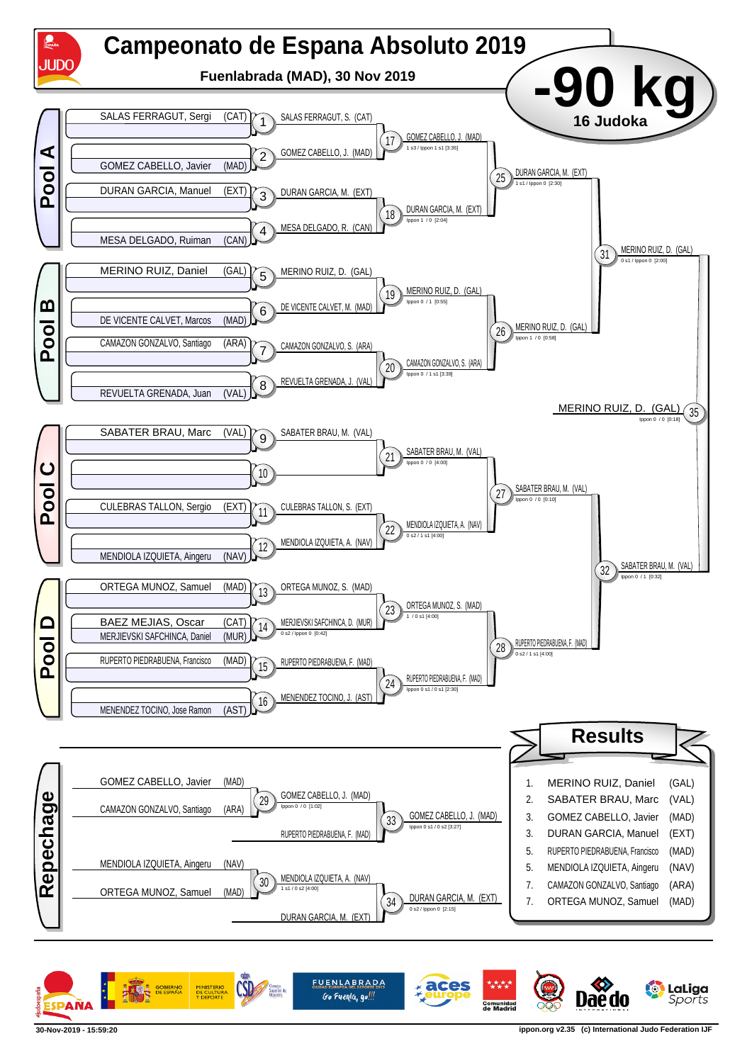# Campeonato de Espana Absoluto 2019

**Fuenlabrada (MAD), 30 Nov 2019**

## -90 kg

**16 Judoka**

### Pool A

| Pos | Judoka | | Match | Winner |
|---|---|---|---|---|
| 1 | SALAS FERRAGUT, Sergi | (CAT) | 1 | SALAS FERRAGUT, S. (CAT) |
| 2 | GOMEZ CABELLO, Javier | (MAD) | 2 | GOMEZ CABELLO, J. (MAD) |
| 3 | DURAN GARCIA, Manuel | (EXT) | 3 | DURAN GARCIA, M. (EXT) |
| 4 | MESA DELGADO, Ruiman | (CAN) | 4 | MESA DELGADO, R. (CAN) |

- 17: GOMEZ CABELLO, J. (MAD) — 1 s3 / Ippon 1 s1 [3:35]
- 18: DURAN GARCIA, M. (EXT) — Ippon 1 / 0 [2:04]
- 25: DURAN GARCIA, M. (EXT) — 1 s1 / Ippon 0 [2:30]

### Pool B

| Pos | Judoka | | Match | Winner |
|---|---|---|---|---|
| 5 | MERINO RUIZ, Daniel | (GAL) | 5 | MERINO RUIZ, D. (GAL) |
| 6 | DE VICENTE CALVET, Marcos | (MAD) | 6 | DE VICENTE CALVET, M. (MAD) |
| 7 | CAMAZON GONZALVO, Santiago | (ARA) | 7 | CAMAZON GONZALVO, S. (ARA) |
| 8 | REVUELTA GRENADA, Juan | (VAL) | 8 | REVUELTA GRENADA, J. (VAL) |

- 19: MERINO RUIZ, D. (GAL) — Ippon 0 / 1 [0:55]
- 20: CAMAZON GONZALVO, S. (ARA) — Ippon 0 / 1 s1 [3:39]
- 26: MERINO RUIZ, D. (GAL) — Ippon 1 / 0 [0:58]
- 31: MERINO RUIZ, D. (GAL) — 0 s1 / Ippon 0 [2:00]

### Pool C

| Pos | Judoka | | Match | Winner |
|---|---|---|---|---|
| 9 | SABATER BRAU, Marc | (VAL) | 9 | SABATER BRAU, M. (VAL) |
| 10 | | | 10 | |
| 11 | CULEBRAS TALLON, Sergio | (EXT) | 11 | CULEBRAS TALLON, S. (EXT) |
| 12 | MENDIOLA IZQUIETA, Aingeru | (NAV) | 12 | MENDIOLA IZQUIETA, A. (NAV) |

- 21: SABATER BRAU, M. (VAL) — Ippon 0 / 0 [4:00]
- 22: MENDIOLA IZQUIETA, A. (NAV) — 0 s2 / 1 s1 [4:00]
- 27: SABATER BRAU, M. (VAL) — Ippon 0 / 0 [0:10]

### Pool D

| Pos | Judoka | | Match | Winner |
|---|---|---|---|---|
| 13 | ORTEGA MUNOZ, Samuel | (MAD) | 13 | ORTEGA MUNOZ, S. (MAD) |
| 14 | BAEZ MEJIAS, Oscar / MERJIEVSKI SAFCHINCA, Daniel | (CAT) / (MUR) | 14 | MERJIEVSKI SAFCHINCA, D. (MUR) — 0 s2 / Ippon 0 [0:42] |
| 15 | RUPERTO PIEDRABUENA, Francisco | (MAD) | 15 | RUPERTO PIEDRABUENA, F. (MAD) |
| 16 | MENENDEZ TOCINO, Jose Ramon | (AST) | 16 | MENENDEZ TOCINO, J. (AST) |

- 23: ORTEGA MUNOZ, S. (MAD) — 1 / 0 s1 [4:00]
- 24: RUPERTO PIEDRABUENA, F. (MAD) — Ippon 0 s1 / 0 s1 [2:30]
- 28: RUPERTO PIEDRABUENA, F. (MAD) — 0 s2 / 1 s1 [4:00]
- 32: SABATER BRAU, M. (VAL) — Ippon 0 / 1 [0:32]

### Final

- 35: MERINO RUIZ, D. (GAL) — Ippon 0 / 0 [0:18]

### Repechage

- 29: GOMEZ CABELLO, Javier (MAD) vs CAMAZON GONZALVO, Santiago (ARA) → GOMEZ CABELLO, J. (MAD) — Ippon 0 / 0 [1:02]
- 33: GOMEZ CABELLO, J. (MAD) vs RUPERTO PIEDRABUENA, F. (MAD) → GOMEZ CABELLO, J. (MAD) — Ippon 0 s1 / 0 s2 [3:27]
- 30: MENDIOLA IZQUIETA, Aingeru (NAV) vs ORTEGA MUNOZ, Samuel (MAD) → MENDIOLA IZQUIETA, A. (NAV) — 1 s1 / 0 s2 [4:00]
- 34: MENDIOLA IZQUIETA, A. (NAV) vs DURAN GARCIA, M. (EXT) → DURAN GARCIA, M. (EXT) — 0 s2 / Ippon 0 [2:15]

## Results

| Rank | Name | |
|---|---|---|
| 1. | MERINO RUIZ, Daniel | (GAL) |
| 2. | SABATER BRAU, Marc | (VAL) |
| 3. | GOMEZ CABELLO, Javier | (MAD) |
| 3. | DURAN GARCIA, Manuel | (EXT) |
| 5. | RUPERTO PIEDRABUENA, Francisco | (MAD) |
| 5. | MENDIOLA IZQUIETA, Aingeru | (NAV) |
| 7. | CAMAZON GONZALVO, Santiago | (ARA) |
| 7. | ORTEGA MUNOZ, Samuel | (MAD) |

30-Nov-2019 - 15:59:20 — ippon.org v2.35 (c) International Judo Federation IJF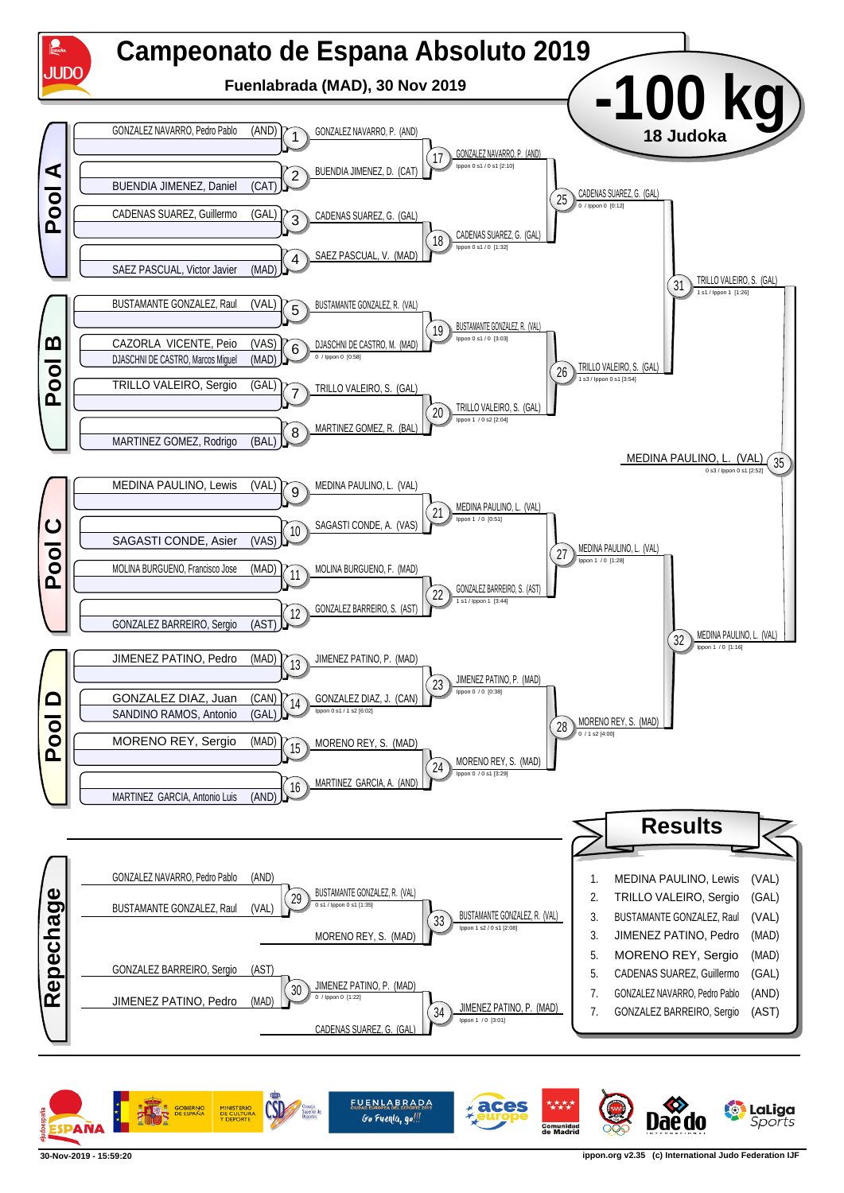# Campeonato de Espana Absoluto 2019

**Fuenlabrada (MAD), 30 Nov 2019**

# -100 kg

**18 Judoka**

## Pool A

| # | Competitor | Winner |
|---|---|---|
| 1 | GONZALEZ NAVARRO, Pedro Pablo (AND) | GONZALEZ NAVARRO, P. (AND) |
| 2 | BUENDIA JIMENEZ, Daniel (CAT) | BUENDIA JIMENEZ, D. (CAT) |
| 3 | CADENAS SUAREZ, Guillermo (GAL) | CADENAS SUAREZ, G. (GAL) |
| 4 | SAEZ PASCUAL, Victor Javier (MAD) | SAEZ PASCUAL, V. (MAD) |

- 17: GONZALEZ NAVARRO, P. (AND) — Ippon 0 s1 / 0 s1 [2:10]
- 18: CADENAS SUAREZ, G. (GAL) — Ippon 0 s1 / 0 [1:32]
- 25: CADENAS SUAREZ, G. (GAL) — 0 / Ippon 0 [0:12]

## Pool B

| # | Competitor | Winner |
|---|---|---|
| 5 | BUSTAMANTE GONZALEZ, Raul (VAL) | BUSTAMANTE GONZALEZ, R. (VAL) |
| 6 | CAZORLA VICENTE, Peio (VAS) / DJASCHNI DE CASTRO, Marcos Miguel (MAD) | DJASCHNI DE CASTRO, M. (MAD) — 0 / Ippon 0 [0:58] |
| 7 | TRILLO VALEIRO, Sergio (GAL) | TRILLO VALEIRO, S. (GAL) |
| 8 | MARTINEZ GOMEZ, Rodrigo (BAL) | MARTINEZ GOMEZ, R. (BAL) |

- 19: BUSTAMANTE GONZALEZ, R. (VAL) — Ippon 0 s1 / 0 [3:03]
- 20: TRILLO VALEIRO, S. (GAL) — Ippon 1 / 0 s2 [2:04]
- 26: TRILLO VALEIRO, S. (GAL) — 1 s3 / Ippon 0 s1 [3:54]
- 31: TRILLO VALEIRO, S. (GAL) — 1 s1 / Ippon 1 [1:26]

## Pool C

| # | Competitor | Winner |
|---|---|---|
| 9 | MEDINA PAULINO, Lewis (VAL) | MEDINA PAULINO, L. (VAL) |
| 10 | SAGASTI CONDE, Asier (VAS) | SAGASTI CONDE, A. (VAS) |
| 11 | MOLINA BURGUENO, Francisco Jose (MAD) | MOLINA BURGUENO, F. (MAD) |
| 12 | GONZALEZ BARREIRO, Sergio (AST) | GONZALEZ BARREIRO, S. (AST) |

- 21: MEDINA PAULINO, L. (VAL) — Ippon 1 / 0 [0:51]
- 22: GONZALEZ BARREIRO, S. (AST) — 1 s1 / Ippon 1 [3:44]
- 27: MEDINA PAULINO, L. (VAL) — Ippon 1 / 0 [1:28]

## Pool D

| # | Competitor | Winner |
|---|---|---|
| 13 | JIMENEZ PATINO, Pedro (MAD) | JIMENEZ PATINO, P. (MAD) |
| 14 | GONZALEZ DIAZ, Juan (CAN) / SANDINO RAMOS, Antonio (GAL) | GONZALEZ DIAZ, J. (CAN) — Ippon 0 s1 / 1 s2 [6:02] |
| 15 | MORENO REY, Sergio (MAD) | MORENO REY, S. (MAD) |
| 16 | MARTINEZ GARCIA, Antonio Luis (AND) | MARTINEZ GARCIA, A. (AND) |

- 23: JIMENEZ PATINO, P. (MAD) — Ippon 0 / 0 [0:38]
- 24: MORENO REY, S. (MAD) — Ippon 0 / 0 s1 [3:29]
- 28: MORENO REY, S. (MAD) — 0 / 1 s2 [4:00]
- 32: MEDINA PAULINO, L. (VAL) — Ippon 1 / 0 [1:16]

## Final

- 35: MEDINA PAULINO, L. (VAL) — 0 s3 / Ippon 0 s1 [2:52]

## Repechage

- 29: GONZALEZ NAVARRO, Pedro Pablo (AND) vs BUSTAMANTE GONZALEZ, Raul (VAL) — BUSTAMANTE GONZALEZ, R. (VAL) — 0 s1 / Ippon 0 s1 [1:35]
- 33: BUSTAMANTE GONZALEZ, R. (VAL) vs MORENO REY, S. (MAD) — BUSTAMANTE GONZALEZ, R. (VAL) — Ippon 1 s2 / 0 s1 [2:08]
- 30: GONZALEZ BARREIRO, Sergio (AST) vs JIMENEZ PATINO, Pedro (MAD) — JIMENEZ PATINO, P. (MAD) — 0 / Ippon 0 [1:22]
- 34: JIMENEZ PATINO, P. (MAD) vs CADENAS SUAREZ, G. (GAL) — JIMENEZ PATINO, P. (MAD) — Ippon 1 / 0 [3:01]

## Results

| Place | Name | Region |
|---|---|---|
| 1. | MEDINA PAULINO, Lewis | (VAL) |
| 2. | TRILLO VALEIRO, Sergio | (GAL) |
| 3. | BUSTAMANTE GONZALEZ, Raul | (VAL) |
| 3. | JIMENEZ PATINO, Pedro | (MAD) |
| 5. | MORENO REY, Sergio | (MAD) |
| 5. | CADENAS SUAREZ, Guillermo | (GAL) |
| 7. | GONZALEZ NAVARRO, Pedro Pablo | (AND) |
| 7. | GONZALEZ BARREIRO, Sergio | (AST) |

30-Nov-2019 - 15:59:20 — ippon.org v2.35 (c) International Judo Federation IJF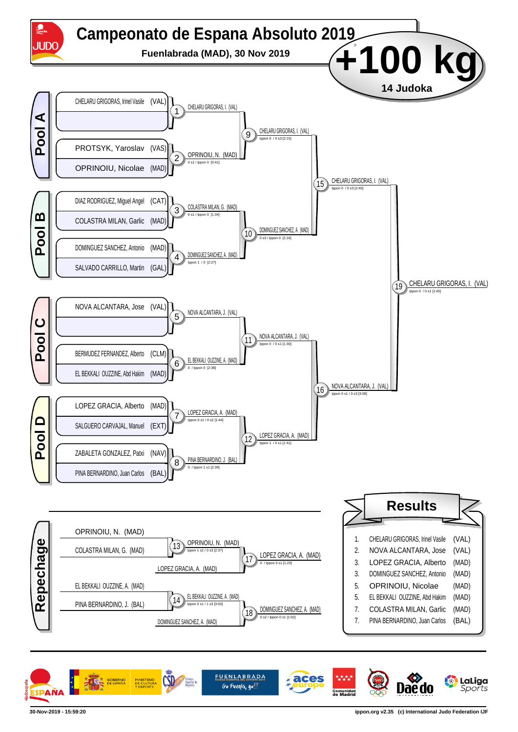# Campeonato de Espana Absoluto 2019

**Fuenlabrada (MAD), 30 Nov 2019**

# +100 kg

**14 Judoka**

## Pool A

- CHELARU GRIGORAS, Irinel Vasile (VAL)
- (empty)
- PROTSYK, Yaroslav (VAS)
- OPRINOIU, Nicolae (MAD)

1: CHELARU GRIGORAS, I. (VAL)

2: OPRINOIU, N. (MAD) — 0 s1 / Ippon 0 [0:41]

9: CHELARU GRIGORAS, I. (VAL) — Ippon 0 / 0 s3 [2:15]

## Pool B

- DIAZ RODRIGUEZ, Miguel Angel (CAT)
- COLASTRA MILAN, Garlic (MAD)
- DOMINGUEZ SANCHEZ, Antonio (MAD)
- SALVADO CARRILLO, Martin (GAL)

3: COLASTRA MILAN, G. (MAD) — 0 s1 / Ippon 0 [1:34]

4: DOMINGUEZ SANCHEZ, A. (MAD) — Ippon 1 / 0 [2:27]

10: DOMINGUEZ SANCHEZ, A. (MAD) — 0 s3 / Ippon 0 [2:16]

15: CHELARU GRIGORAS, I. (VAL) — Ippon 0 / 0 s3 [2:40]

## Pool C

- NOVA ALCANTARA, Jose (VAL)
- (empty)
- BERMUDEZ FERNANDEZ, Alberto (CLM)
- EL BEKKALI OUZZINE, Abd Hakim (MAD)

5: NOVA ALCANTARA, J. (VAL)

6: EL BEKKALI OUZZINE, A. (MAD) — 0 / Ippon 0 [2:38]

11: NOVA ALCANTARA, J. (VAL) — Ippon 0 / 0 s1 [1:30]

## Pool D

- LOPEZ GRACIA, Alberto (MAD)
- SALGUERO CARVAJAL, Manuel (EXT)
- ZABALETA GONZALEZ, Patxi (NAV)
- PINA BERNARDINO, Juan Carlos (BAL)

7: LOPEZ GRACIA, A. (MAD) — Ippon 0 s1 / 0 s2 [1:44]

8: PINA BERNARDINO, J. (BAL) — 0 / Ippon 1 s1 [2:39]

12: LOPEZ GRACIA, A. (MAD) — Ippon 1 / 0 s1 [1:41]

16: NOVA ALCANTARA, J. (VAL) — Ippon 0 s1 / 0 s3 [3:08]

## Final

19: CHELARU GRIGORAS, I. (VAL) — Ippon 0 / 0 s1 [1:45]

## Repechage

- OPRINOIU, N. (MAD)
- COLASTRA MILAN, G. (MAD)

13: OPRINOIU, N. (MAD) — Ippon 1 s2 / 0 s3 [2:37]

- LOPEZ GRACIA, A. (MAD)

17: LOPEZ GRACIA, A. (MAD) — 0 / Ippon 0 s1 [1:23]

- EL BEKKALI OUZZINE, A. (MAD)
- PINA BERNARDINO, J. (BAL)

14: EL BEKKALI OUZZINE, A. (MAD) — Ippon 0 s1 / 1 s3 [3:50]

- DOMINGUEZ SANCHEZ, A. (MAD)

18: DOMINGUEZ SANCHEZ, A. (MAD) — 0 s2 / Ippon 0 s1 [1:02]

## Results

| Place | Name | Region |
|---|---|---|
| 1. | CHELARU GRIGORAS, Irinel Vasile | (VAL) |
| 2. | NOVA ALCANTARA, Jose | (VAL) |
| 3. | LOPEZ GRACIA, Alberto | (MAD) |
| 3. | DOMINGUEZ SANCHEZ, Antonio | (MAD) |
| 5. | OPRINOIU, Nicolae | (MAD) |
| 5. | EL BEKKALI OUZZINE, Abd Hakim | (MAD) |
| 7. | COLASTRA MILAN, Garlic | (MAD) |
| 7. | PINA BERNARDINO, Juan Carlos | (BAL) |

30-Nov-2019 - 15:59:20 — ippon.org v2.35 (c) International Judo Federation IJF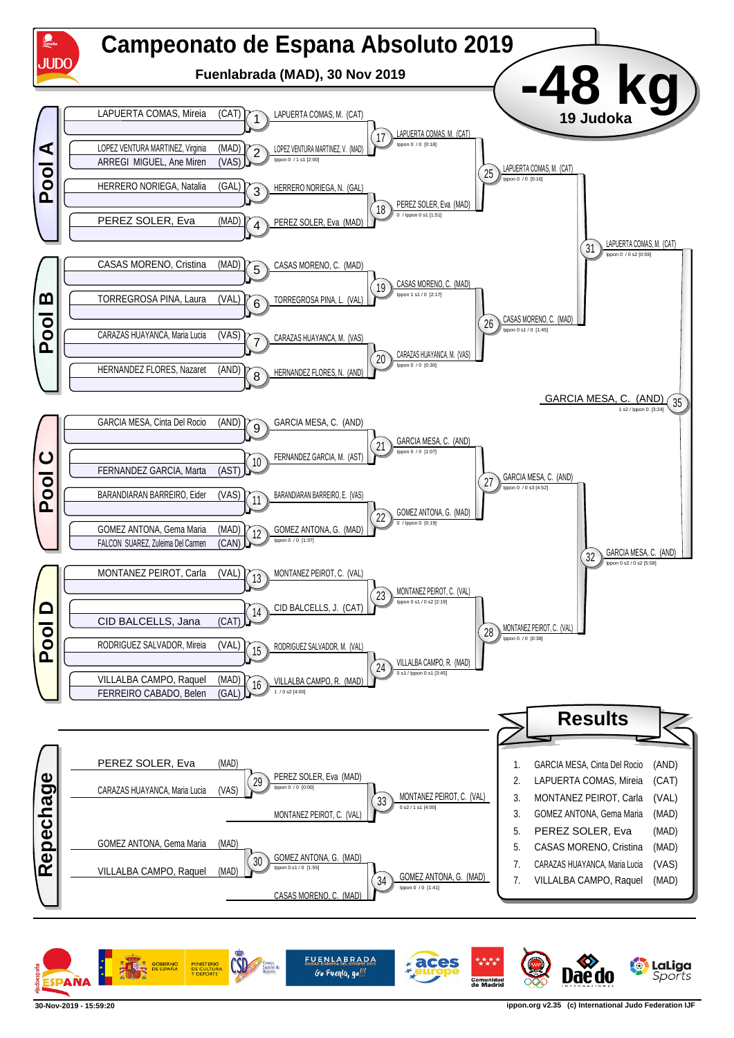# Campeonato de Espana Absoluto 2019

**Fuenlabrada (MAD), 30 Nov 2019**

## -48 kg

**19 Judoka**

## Pool A

| Athlete | Team |
|---|---|
| LAPUERTA COMAS, Mireia | (CAT) |
| LOPEZ VENTURA MARTINEZ, Virginia | (MAD) |
| ARREGI MIGUEL, Ane Miren | (VAS) |
| HERRERO NORIEGA, Natalia | (GAL) |
| PEREZ SOLER, Eva | (MAD) |

- 1: LAPUERTA COMAS, M. (CAT)
- 2: LOPEZ VENTURA MARTINEZ, V. (MAD) — Ippon 0 / 1 s1 [2:00]
- 3: HERRERO NORIEGA, N. (GAL)
- 4: PEREZ SOLER, Eva (MAD)
- 17: LAPUERTA COMAS, M. (CAT) — Ippon 0 / 0 [0:18]
- 18: PEREZ SOLER, Eva (MAD) — 0 / Ippon 0 s1 [1:51]
- 25: LAPUERTA COMAS, M. (CAT) — Ippon 0 / 0 [0:16]

## Pool B

| Athlete | Team |
|---|---|
| CASAS MORENO, Cristina | (MAD) |
| TORREGROSA PINA, Laura | (VAL) |
| CARAZAS HUAYANCA, Maria Lucia | (VAS) |
| HERNANDEZ FLORES, Nazaret | (AND) |

- 5: CASAS MORENO, C. (MAD)
- 6: TORREGROSA PINA, L. (VAL)
- 7: CARAZAS HUAYANCA, M. (VAS)
- 8: HERNANDEZ FLORES, N. (AND)
- 19: CASAS MORENO, C. (MAD) — Ippon 1 s1 / 0 [2:17]
- 20: CARAZAS HUAYANCA, M. (VAS) — Ippon 0 / 0 [0:30]
- 26: CASAS MORENO, C. (MAD) — Ippon 0 s1 / 0 [1:45]
- 31: LAPUERTA COMAS, M. (CAT) — Ippon 0 / 0 s2 [0:59]

## Pool C

| Athlete | Team |
|---|---|
| GARCIA MESA, Cinta Del Rocio | (AND) |
| FERNANDEZ GARCIA, Marta | (AST) |
| BARANDIARAN BARREIRO, Eider | (VAS) |
| GOMEZ ANTONA, Gema Maria | (MAD) |
| FALCON SUAREZ, Zuleima Del Carmen | (CAN) |

- 9: GARCIA MESA, C. (AND)
- 10: FERNANDEZ GARCIA, M. (AST)
- 11: BARANDIARAN BARREIRO, E. (VAS)
- 12: GOMEZ ANTONA, G. (MAD) — Ippon 0 / 0 [1:37]
- 21: GARCIA MESA, C. (AND) — Ippon 0 / 0 [1:07]
- 22: GOMEZ ANTONA, G. (MAD) — 0 / Ippon 0 [0:19]
- 27: GARCIA MESA, C. (AND) — Ippon 0 / 0 s3 [4:52]

## Pool D

| Athlete | Team |
|---|---|
| MONTANEZ PEIROT, Carla | (VAL) |
| CID BALCELLS, Jana | (CAT) |
| RODRIGUEZ SALVADOR, Mireia | (VAL) |
| VILLALBA CAMPO, Raquel | (MAD) |
| FERREIRO CABADO, Belen | (GAL) |

- 13: MONTANEZ PEIROT, C. (VAL)
- 14: CID BALCELLS, J. (CAT)
- 15: RODRIGUEZ SALVADOR, M. (VAL)
- 16: VILLALBA CAMPO, R. (MAD) — 1 / 0 s2 [4:00]
- 23: MONTANEZ PEIROT, C. (VAL) — Ippon 0 s1 / 0 s2 [2:19]
- 24: VILLALBA CAMPO, R. (MAD) — 0 s1 / Ippon 0 s1 [3:45]
- 28: MONTANEZ PEIROT, C. (VAL) — Ippon 0 / 0 [0:38]
- 32: GARCIA MESA, C. (AND) — Ippon 0 s2 / 0 s2 [5:58]

## Final

- 35: GARCIA MESA, C. (AND) — 1 s2 / Ippon 0 [3:24]

## Repechage

- PEREZ SOLER, Eva (MAD) vs CARAZAS HUAYANCA, Maria Lucia (VAS)
- 29: PEREZ SOLER, Eva (MAD) — Ippon 0 / 0 [0:00]
- 33: MONTANEZ PEIROT, C. (VAL) — 0 s2 / 1 s1 [4:00] (vs MONTANEZ PEIROT, C. (VAL))
- GOMEZ ANTONA, Gema Maria (MAD) vs VILLALBA CAMPO, Raquel (MAD)
- 30: GOMEZ ANTONA, G. (MAD) — Ippon 0 s1 / 0 [1:55]
- 34: GOMEZ ANTONA, G. (MAD) — Ippon 0 / 0 [1:41] (vs CASAS MORENO, C. (MAD))

## Results

| Place | Athlete | Team |
|---|---|---|
| 1. | GARCIA MESA, Cinta Del Rocio | (AND) |
| 2. | LAPUERTA COMAS, Mireia | (CAT) |
| 3. | MONTANEZ PEIROT, Carla | (VAL) |
| 3. | GOMEZ ANTONA, Gema Maria | (MAD) |
| 5. | PEREZ SOLER, Eva | (MAD) |
| 5. | CASAS MORENO, Cristina | (MAD) |
| 7. | CARAZAS HUAYANCA, Maria Lucia | (VAS) |
| 7. | VILLALBA CAMPO, Raquel | (MAD) |

30-Nov-2019 - 15:59:20

ippon.org v2.35 (c) International Judo Federation IJF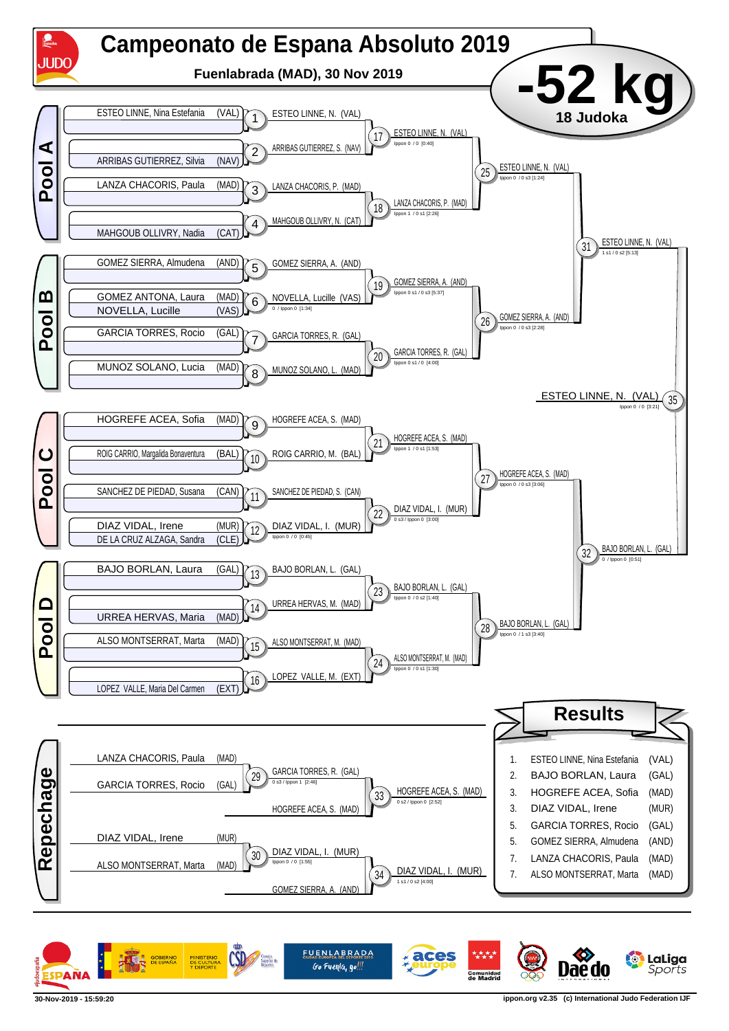# Campeonato de Espana Absoluto 2019

**Fuenlabrada (MAD), 30 Nov 2019**

## -52 kg

**18 Judoka**

### Pool A

| Seed | Judoka | Match | Winner |
|---|---|---|---|
| | ESTEO LINNE, Nina Estefania (VAL) | 1 | ESTEO LINNE, N. (VAL) |
| | ARRIBAS GUTIERREZ, Silvia (NAV) | 2 | ARRIBAS GUTIERREZ, S. (NAV) |
| | LANZA CHACORIS, Paula (MAD) | 3 | LANZA CHACORIS, P. (MAD) |
| | MAHGOUB OLLIVRY, Nadia (CAT) | 4 | MAHGOUB OLLIVRY, N. (CAT) |

- 17: ESTEO LINNE, N. (VAL) — Ippon 0 / 0 [0:40]
- 18: LANZA CHACORIS, P. (MAD) — Ippon 1 / 0 s1 [2:26]
- 25: ESTEO LINNE, N. (VAL) — Ippon 0 / 0 s3 [1:24]

### Pool B

| Seed | Judoka | Match | Winner |
|---|---|---|---|
| | GOMEZ SIERRA, Almudena (AND) | 5 | GOMEZ SIERRA, A. (AND) |
| | GOMEZ ANTONA, Laura (MAD) / NOVELLA, Lucille (VAS) | 6 | NOVELLA, Lucille (VAS) — 0 / Ippon 0 [1:34] |
| | GARCIA TORRES, Rocio (GAL) | 7 | GARCIA TORRES, R. (GAL) |
| | MUNOZ SOLANO, Lucia (MAD) | 8 | MUNOZ SOLANO, L. (MAD) |

- 19: GOMEZ SIERRA, A. (AND) — Ippon 0 s1 / 0 s3 [5:37]
- 20: GARCIA TORRES, R. (GAL) — Ippon 0 s1 / 0 [4:00]
- 26: GOMEZ SIERRA, A. (AND) — Ippon 0 / 0 s3 [2:28]
- 31: ESTEO LINNE, N. (VAL) — 1 s1 / 0 s2 [5:13]

### Pool C

| Seed | Judoka | Match | Winner |
|---|---|---|---|
| | HOGREFE ACEA, Sofia (MAD) | 9 | HOGREFE ACEA, S. (MAD) |
| | ROIG CARRIO, Margalida Bonaventura (BAL) | 10 | ROIG CARRIO, M. (BAL) |
| | SANCHEZ DE PIEDAD, Susana (CAN) | 11 | SANCHEZ DE PIEDAD, S. (CAN) |
| | DIAZ VIDAL, Irene (MUR) / DE LA CRUZ ALZAGA, Sandra (CLE) | 12 | DIAZ VIDAL, I. (MUR) — Ippon 0 / 0 [0:45] |

- 21: HOGREFE ACEA, S. (MAD) — Ippon 1 / 0 s1 [1:53]
- 22: DIAZ VIDAL, I. (MUR) — 0 s3 / Ippon 0 [3:00]
- 27: HOGREFE ACEA, S. (MAD) — Ippon 0 / 0 s3 [3:06]

### Pool D

| Seed | Judoka | Match | Winner |
|---|---|---|---|
| | BAJO BORLAN, Laura (GAL) | 13 | BAJO BORLAN, L. (GAL) |
| | URREA HERVAS, Maria (MAD) | 14 | URREA HERVAS, M. (MAD) |
| | ALSO MONTSERRAT, Marta (MAD) | 15 | ALSO MONTSERRAT, M. (MAD) |
| | LOPEZ VALLE, Maria Del Carmen (EXT) | 16 | LOPEZ VALLE, M. (EXT) |

- 23: BAJO BORLAN, L. (GAL) — Ippon 0 / 0 s2 [1:40]
- 24: ALSO MONTSERRAT, M. (MAD) — Ippon 0 / 0 s1 [1:30]
- 28: BAJO BORLAN, L. (GAL) — Ippon 0 / 1 s3 [3:40]
- 32: BAJO BORLAN, L. (GAL) — 0 / Ippon 0 [0:51]

### Final

- 35: ESTEO LINNE, N. (VAL) — Ippon 0 / 0 [3:21]

### Repechage

- 29: LANZA CHACORIS, Paula (MAD) vs GARCIA TORRES, Rocio (GAL) → GARCIA TORRES, R. (GAL) — 0 s3 / Ippon 1 [2:46]
- 33: GARCIA TORRES, R. (GAL) vs HOGREFE ACEA, S. (MAD) → HOGREFE ACEA, S. (MAD) — 0 s2 / Ippon 0 [2:52]
- 30: DIAZ VIDAL, Irene (MUR) vs ALSO MONTSERRAT, Marta (MAD) → DIAZ VIDAL, I. (MUR) — Ippon 0 / 0 [1:55]
- 34: DIAZ VIDAL, I. (MUR) vs GOMEZ SIERRA, A. (AND) → DIAZ VIDAL, I. (MUR) — 1 s1 / 0 s2 [4:00]

## Results

| Place | Judoka | Team |
|---|---|---|
| 1. | ESTEO LINNE, Nina Estefania | (VAL) |
| 2. | BAJO BORLAN, Laura | (GAL) |
| 3. | HOGREFE ACEA, Sofia | (MAD) |
| 3. | DIAZ VIDAL, Irene | (MUR) |
| 5. | GARCIA TORRES, Rocio | (GAL) |
| 5. | GOMEZ SIERRA, Almudena | (AND) |
| 7. | LANZA CHACORIS, Paula | (MAD) |
| 7. | ALSO MONTSERRAT, Marta | (MAD) |

30-Nov-2019 - 15:59:20 — ippon.org v2.35 (c) International Judo Federation IJF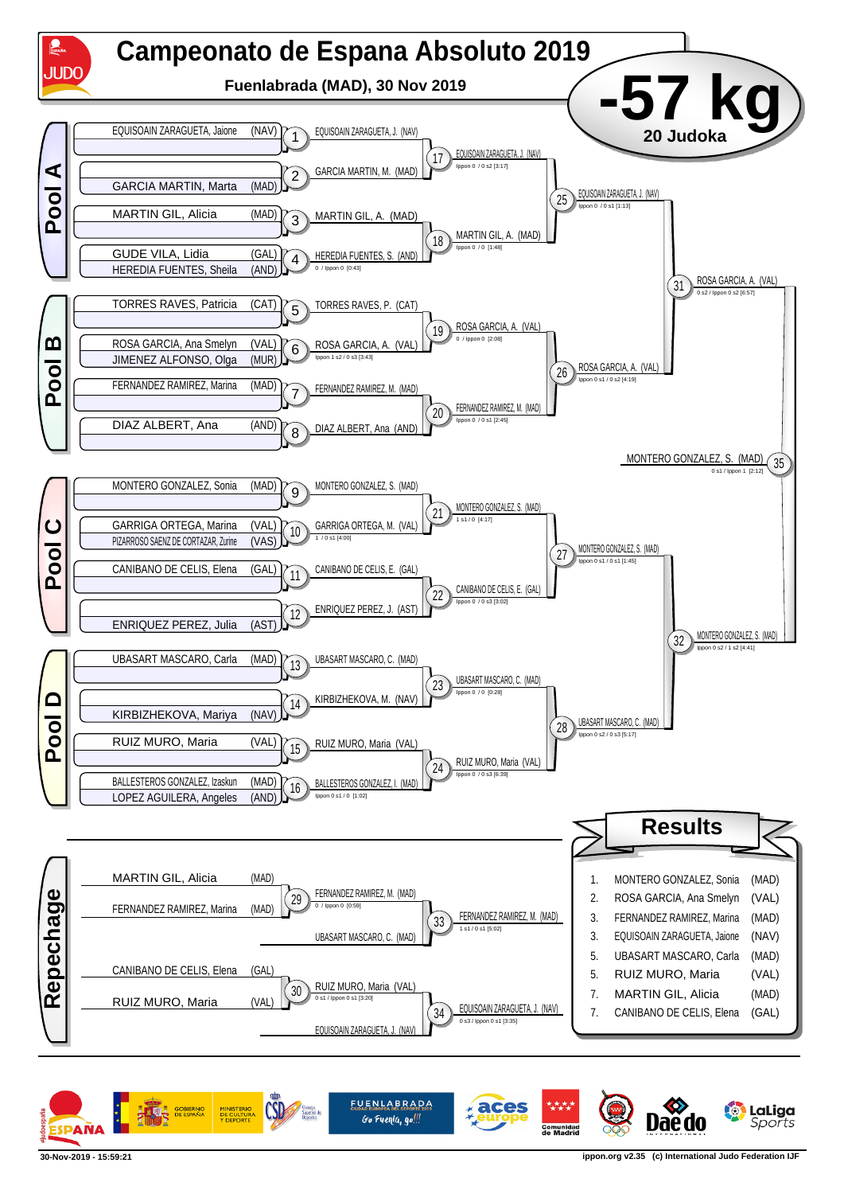# Campeonato de Espana Absoluto 2019

**Fuenlabrada (MAD), 30 Nov 2019**

# -57 kg

**20 Judoka**

## Pool A

| Competitors | Match | Winner | Score |
|---|---|---|---|
| EQUISOAIN ZARAGUETA, Jaione (NAV) | 1 | EQUISOAIN ZARAGUETA, J. (NAV) | |
| GARCIA MARTIN, Marta (MAD) | 2 | GARCIA MARTIN, M. (MAD) | |
| MARTIN GIL, Alicia (MAD) | 3 | MARTIN GIL, A. (MAD) | |
| GUDE VILA, Lidia (GAL) vs HEREDIA FUENTES, Sheila (AND) | 4 | HEREDIA FUENTES, S. (AND) | 0 / Ippon 0 [0:43] |
| | 17 | EQUISOAIN ZARAGUETA, J. (NAV) | Ippon 0 / 0 s2 [3:17] |
| | 18 | MARTIN GIL, A. (MAD) | Ippon 0 / 0 [1:48] |
| | 25 | EQUISOAIN ZARAGUETA, J. (NAV) | Ippon 0 / 0 s1 [1:13] |

## Pool B

| Competitors | Match | Winner | Score |
|---|---|---|---|
| TORRES RAVES, Patricia (CAT) | 5 | TORRES RAVES, P. (CAT) | |
| ROSA GARCIA, Ana Smelyn (VAL) vs JIMENEZ ALFONSO, Olga (MUR) | 6 | ROSA GARCIA, A. (VAL) | Ippon 1 s2 / 0 s3 [3:43] |
| FERNANDEZ RAMIREZ, Marina (MAD) | 7 | FERNANDEZ RAMIREZ, M. (MAD) | |
| DIAZ ALBERT, Ana (AND) | 8 | DIAZ ALBERT, Ana (AND) | |
| | 19 | ROSA GARCIA, A. (VAL) | 0 / Ippon 0 [2:08] |
| | 20 | FERNANDEZ RAMIREZ, M. (MAD) | Ippon 0 / 0 s1 [2:45] |
| | 26 | ROSA GARCIA, A. (VAL) | Ippon 0 s1 / 0 s2 [4:19] |
| | 31 | ROSA GARCIA, A. (VAL) | 0 s2 / Ippon 0 s2 [6:57] |

## Pool C

| Competitors | Match | Winner | Score |
|---|---|---|---|
| MONTERO GONZALEZ, Sonia (MAD) | 9 | MONTERO GONZALEZ, S. (MAD) | |
| GARRIGA ORTEGA, Marina (VAL) vs PIZARROSO SAENZ DE CORTAZAR, Zurine (VAS) | 10 | GARRIGA ORTEGA, M. (VAL) | 1 / 0 s1 [4:00] |
| CANIBANO DE CELIS, Elena (GAL) | 11 | CANIBANO DE CELIS, E. (GAL) | |
| ENRIQUEZ PEREZ, Julia (AST) | 12 | ENRIQUEZ PEREZ, J. (AST) | |
| | 21 | MONTERO GONZALEZ, S. (MAD) | 1 s1 / 0 [4:17] |
| | 22 | CANIBANO DE CELIS, E. (GAL) | Ippon 0 / 0 s3 [3:02] |
| | 27 | MONTERO GONZALEZ, S. (MAD) | Ippon 0 s1 / 0 s1 [1:45] |

## Pool D

| Competitors | Match | Winner | Score |
|---|---|---|---|
| UBASART MASCARO, Carla (MAD) | 13 | UBASART MASCARO, C. (MAD) | |
| KIRBIZHEKOVA, Mariya (NAV) | 14 | KIRBIZHEKOVA, M. (NAV) | |
| RUIZ MURO, Maria (VAL) | 15 | RUIZ MURO, Maria (VAL) | |
| BALLESTEROS GONZALEZ, Izaskun (MAD) vs LOPEZ AGUILERA, Angeles (AND) | 16 | BALLESTEROS GONZALEZ, I. (MAD) | Ippon 0 s1 / 0 [1:02] |
| | 23 | UBASART MASCARO, C. (MAD) | Ippon 0 / 0 [0:28] |
| | 24 | RUIZ MURO, Maria (VAL) | Ippon 0 / 0 s3 [6:39] |
| | 28 | UBASART MASCARO, C. (MAD) | Ippon 0 s2 / 0 s3 [5:17] |
| | 32 | MONTERO GONZALEZ, S. (MAD) | Ippon 0 s2 / 1 s2 [4:41] |

## Final

| Match | Winner | Score |
|---|---|---|
| 35 | MONTERO GONZALEZ, S. (MAD) | 0 s1 / Ippon 1 [2:12] |

## Repechage

| Competitors | Match | Winner | Score |
|---|---|---|---|
| MARTIN GIL, Alicia (MAD) vs FERNANDEZ RAMIREZ, Marina (MAD) | 29 | FERNANDEZ RAMIREZ, M. (MAD) | 0 / Ippon 0 [0:59] |
| FERNANDEZ RAMIREZ, M. (MAD) vs UBASART MASCARO, C. (MAD) | 33 | FERNANDEZ RAMIREZ, M. (MAD) | 1 s1 / 0 s1 [5:02] |
| CANIBANO DE CELIS, Elena (GAL) vs RUIZ MURO, Maria (VAL) | 30 | RUIZ MURO, Maria (VAL) | 0 s1 / Ippon 0 s1 [3:20] |
| RUIZ MURO, Maria (VAL) vs EQUISOAIN ZARAGUETA, J. (NAV) | 34 | EQUISOAIN ZARAGUETA, J. (NAV) | 0 s3 / Ippon 0 s1 [3:35] |

## Results

| Place | Name | Team |
|---|---|---|
| 1. | MONTERO GONZALEZ, Sonia | (MAD) |
| 2. | ROSA GARCIA, Ana Smelyn | (VAL) |
| 3. | FERNANDEZ RAMIREZ, Marina | (MAD) |
| 3. | EQUISOAIN ZARAGUETA, Jaione | (NAV) |
| 5. | UBASART MASCARO, Carla | (MAD) |
| 5. | RUIZ MURO, Maria | (VAL) |
| 7. | MARTIN GIL, Alicia | (MAD) |
| 7. | CANIBANO DE CELIS, Elena | (GAL) |

30-Nov-2019 - 15:59:21

ippon.org v2.35 (c) International Judo Federation IJF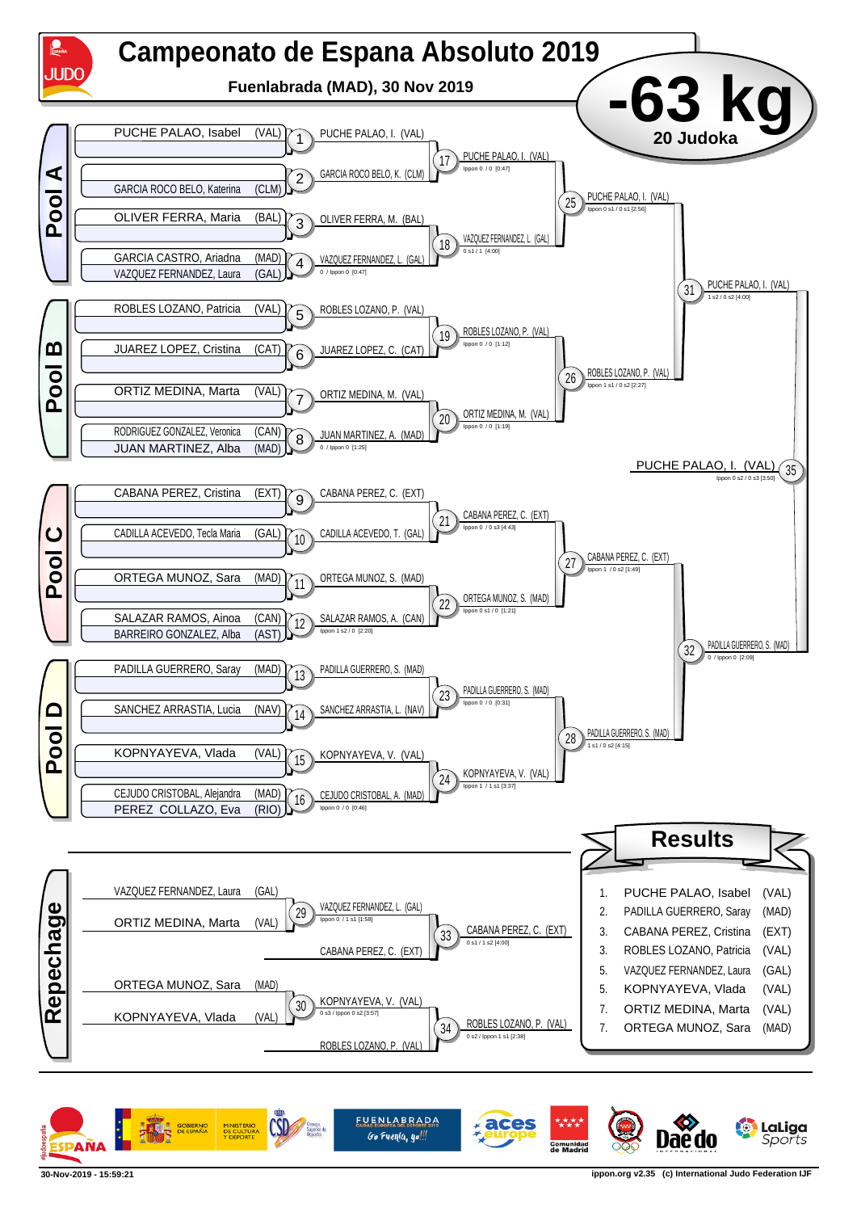# Campeonato de Espana Absoluto 2019

**Fuenlabrada (MAD), 30 Nov 2019**

## -63 kg

**20 Judoka**

## Pool A

| Contest | Judoka | Result |
|---|---|---|
| 1 | PUCHE PALAO, Isabel (VAL) | PUCHE PALAO, I. (VAL) |
| 2 | GARCIA ROCO BELO, Katerina (CLM) | GARCIA ROCO BELO, K. (CLM) |
| 3 | OLIVER FERRA, Maria (BAL) | OLIVER FERRA, M. (BAL) |
| 4 | GARCIA CASTRO, Ariadna (MAD) vs VAZQUEZ FERNANDEZ, Laura (GAL) | VAZQUEZ FERNANDEZ, L. (GAL) — 0 / Ippon 0 [0:47] |
| 17 | PUCHE PALAO, I. vs GARCIA ROCO BELO, K. | PUCHE PALAO, I. (VAL) — Ippon 0 / 0 [0:47] |
| 18 | OLIVER FERRA, M. vs VAZQUEZ FERNANDEZ, L. | VAZQUEZ FERNANDEZ, L. (GAL) — 0 s1 / 1 [4:00] |
| 25 | PUCHE PALAO, I. vs VAZQUEZ FERNANDEZ, L. | PUCHE PALAO, I. (VAL) — Ippon 0 s1 / 0 s1 [2:56] |

## Pool B

| Contest | Judoka | Result |
|---|---|---|
| 5 | ROBLES LOZANO, Patricia (VAL) | ROBLES LOZANO, P. (VAL) |
| 6 | JUAREZ LOPEZ, Cristina (CAT) | JUAREZ LOPEZ, C. (CAT) |
| 7 | ORTIZ MEDINA, Marta (VAL) | ORTIZ MEDINA, M. (VAL) |
| 8 | RODRIGUEZ GONZALEZ, Veronica (CAN) vs JUAN MARTINEZ, Alba (MAD) | JUAN MARTINEZ, A. (MAD) — 0 / Ippon 0 [1:25] |
| 19 | ROBLES LOZANO, P. vs JUAREZ LOPEZ, C. | ROBLES LOZANO, P. (VAL) — Ippon 0 / 0 [1:12] |
| 20 | ORTIZ MEDINA, M. vs JUAN MARTINEZ, A. | ORTIZ MEDINA, M. (VAL) — Ippon 0 / 0 [1:19] |
| 26 | ROBLES LOZANO, P. vs ORTIZ MEDINA, M. | ROBLES LOZANO, P. (VAL) — Ippon 1 s1 / 0 s2 [2:27] |

**31** PUCHE PALAO, I. (VAL) — 1 s2 / 0 s2 [4:00]

## Pool C

| Contest | Judoka | Result |
|---|---|---|
| 9 | CABANA PEREZ, Cristina (EXT) | CABANA PEREZ, C. (EXT) |
| 10 | CADILLA ACEVEDO, Tecla Maria (GAL) | CADILLA ACEVEDO, T. (GAL) |
| 11 | ORTEGA MUNOZ, Sara (MAD) | ORTEGA MUNOZ, S. (MAD) |
| 12 | SALAZAR RAMOS, Ainoa (CAN) vs BARREIRO GONZALEZ, Alba (AST) | SALAZAR RAMOS, A. (CAN) — Ippon 1 s2 / 0 [2:20] |
| 21 | CABANA PEREZ, C. vs CADILLA ACEVEDO, T. | CABANA PEREZ, C. (EXT) — Ippon 0 / 0 s3 [4:43] |
| 22 | ORTEGA MUNOZ, S. vs SALAZAR RAMOS, A. | ORTEGA MUNOZ, S. (MAD) — Ippon 0 s1 / 0 [1:21] |
| 27 | CABANA PEREZ, C. vs ORTEGA MUNOZ, S. | CABANA PEREZ, C. (EXT) — Ippon 1 / 0 s2 [1:49] |

## Pool D

| Contest | Judoka | Result |
|---|---|---|
| 13 | PADILLA GUERRERO, Saray (MAD) | PADILLA GUERRERO, S. (MAD) |
| 14 | SANCHEZ ARRASTIA, Lucia (NAV) | SANCHEZ ARRASTIA, L. (NAV) |
| 15 | KOPNYAYEVA, Vlada (VAL) | KOPNYAYEVA, V. (VAL) |
| 16 | CEJUDO CRISTOBAL, Alejandra (MAD) vs PEREZ COLLAZO, Eva (RIO) | CEJUDO CRISTOBAL, A. (MAD) — Ippon 0 / 0 [0:46] |
| 23 | PADILLA GUERRERO, S. vs SANCHEZ ARRASTIA, L. | PADILLA GUERRERO, S. (MAD) — Ippon 0 / 0 [0:31] |
| 24 | KOPNYAYEVA, V. vs CEJUDO CRISTOBAL, A. | KOPNYAYEVA, V. (VAL) — Ippon 1 / 1 s1 [3:37] |
| 28 | PADILLA GUERRERO, S. vs KOPNYAYEVA, V. | PADILLA GUERRERO, S. (MAD) — 1 s1 / 0 s2 [4:15] |

**32** PADILLA GUERRERO, S. (MAD) — 0 / Ippon 0 [2:09]

**Final 35** PUCHE PALAO, I. (VAL) — Ippon 0 s2 / 0 s3 [3:50]

## Repechage

| Contest | Judoka | Result |
|---|---|---|
| 29 | VAZQUEZ FERNANDEZ, Laura (GAL) vs ORTIZ MEDINA, Marta (VAL) | VAZQUEZ FERNANDEZ, L. (GAL) — Ippon 0 / 1 s1 [1:58] |
| 33 | VAZQUEZ FERNANDEZ, L. vs CABANA PEREZ, C. (EXT) | CABANA PEREZ, C. (EXT) — 0 s1 / 1 s2 [4:00] |
| 30 | ORTEGA MUNOZ, Sara (MAD) vs KOPNYAYEVA, Vlada (VAL) | KOPNYAYEVA, V. (VAL) — 0 s3 / Ippon 0 s2 [3:57] |
| 34 | KOPNYAYEVA, V. vs ROBLES LOZANO, P. (VAL) | ROBLES LOZANO, P. (VAL) — 0 s2 / Ippon 1 s1 [2:38] |

## Results

| Place | Name | Team |
|---|---|---|
| 1. | PUCHE PALAO, Isabel | (VAL) |
| 2. | PADILLA GUERRERO, Saray | (MAD) |
| 3. | CABANA PEREZ, Cristina | (EXT) |
| 3. | ROBLES LOZANO, Patricia | (VAL) |
| 5. | VAZQUEZ FERNANDEZ, Laura | (GAL) |
| 5. | KOPNYAYEVA, Vlada | (VAL) |
| 7. | ORTIZ MEDINA, Marta | (VAL) |
| 7. | ORTEGA MUNOZ, Sara | (MAD) |

30-Nov-2019 - 15:59:21 — ippon.org v2.35 (c) International Judo Federation IJF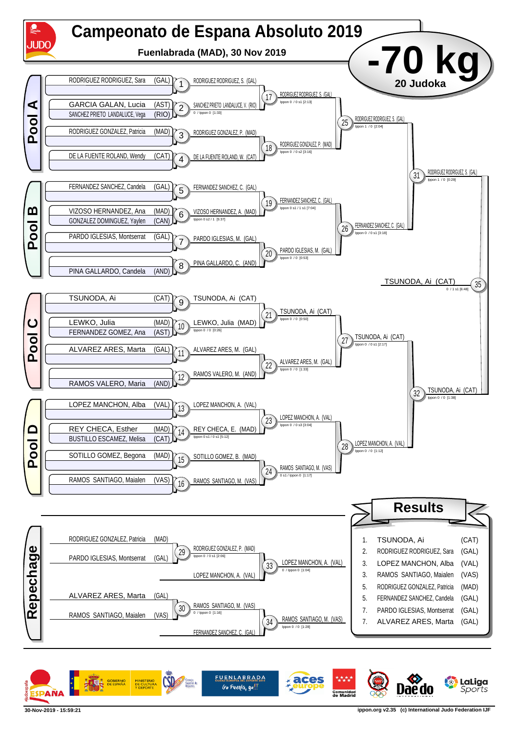# Campeonato de Espana Absoluto 2019

**Fuenlabrada (MAD), 30 Nov 2019**

## -70 kg

**20 Judoka**

### Pool A

| Contest | Judoka | Winner | Score |
|---|---|---|---|
| 1 | RODRIGUEZ RODRIGUEZ, Sara (GAL) | RODRIGUEZ RODRIGUEZ, S. (GAL) | |
| 2 | GARCIA GALAN, Lucia (AST) / SANCHEZ PRIETO LANDALUCE, Vega (RIO) | SANCHEZ PRIETO LANDALUCE, V. (RIO) | 0 / Ippon 0 [1:33] |
| 3 | RODRIGUEZ GONZALEZ, Patricia (MAD) | RODRIGUEZ GONZALEZ, P. (MAD) | |
| 4 | DE LA FUENTE ROLAND, Wendy (CAT) | DE LA FUENTE ROLAND, W. (CAT) | |
| 17 | | RODRIGUEZ RODRIGUEZ, S. (GAL) | Ippon 0 / 0 s1 [2:13] |
| 18 | | RODRIGUEZ GONZALEZ, P. (MAD) | Ippon 0 / 0 s2 [3:16] |
| 25 | | RODRIGUEZ RODRIGUEZ, S. (GAL) | Ippon 1 / 0 [2:04] |

### Pool B

| Contest | Judoka | Winner | Score |
|---|---|---|---|
| 5 | FERNANDEZ SANCHEZ, Candela (GAL) | FERNANDEZ SANCHEZ, C. (GAL) | |
| 6 | VIZOSO HERNANDEZ, Ana (MAD) / GONZALEZ DOMINGUEZ, Yaylen (CAN) | VIZOSO HERNANDEZ, A. (MAD) | Ippon 0 s2 / 1 [5:37] |
| 7 | PARDO IGLESIAS, Montserrat (GAL) | PARDO IGLESIAS, M. (GAL) | |
| 8 | PINA GALLARDO, Candela (AND) | PINA GALLARDO, C. (AND) | |
| 19 | | FERNANDEZ SANCHEZ, C. (GAL) | Ippon 0 s1 / 1 s1 [7:04] |
| 20 | | PARDO IGLESIAS, M. (GAL) | Ippon 0 / 0 [0:53] |
| 26 | | FERNANDEZ SANCHEZ, C. (GAL) | Ippon 0 / 0 s1 [3:18] |
| 31 | | RODRIGUEZ RODRIGUEZ, S. (GAL) | Ippon 1 / 0 [0:29] |

### Pool C

| Contest | Judoka | Winner | Score |
|---|---|---|---|
| 9 | TSUNODA, Ai (CAT) | TSUNODA, Ai (CAT) | |
| 10 | LEWKO, Julia (MAD) / FERNANDEZ GOMEZ, Ana (AST) | LEWKO, Julia (MAD) | Ippon 0 / 0 [0:26] |
| 11 | ALVAREZ ARES, Marta (GAL) | ALVAREZ ARES, M. (GAL) | |
| 12 | RAMOS VALERO, Maria (AND) | RAMOS VALERO, M. (AND) | |
| 21 | | TSUNODA, Ai (CAT) | Ippon 0 / 0 [0:50] |
| 22 | | ALVAREZ ARES, M. (GAL) | Ippon 0 / 0 [1:33] |
| 27 | | TSUNODA, Ai (CAT) | Ippon 0 / 0 s1 [2:17] |

### Pool D

| Contest | Judoka | Winner | Score |
|---|---|---|---|
| 13 | LOPEZ MANCHON, Alba (VAL) | LOPEZ MANCHON, A. (VAL) | |
| 14 | REY CHECA, Esther (MAD) / BUSTILLO ESCAMEZ, Melisa (CAT) | REY CHECA, E. (MAD) | Ippon 0 s1 / 0 s1 [5:12] |
| 15 | SOTILLO GOMEZ, Begona (MAD) | SOTILLO GOMEZ, B. (MAD) | |
| 16 | RAMOS SANTIAGO, Maialen (VAS) | RAMOS SANTIAGO, M. (VAS) | |
| 23 | | LOPEZ MANCHON, A. (VAL) | Ippon 0 / 0 s3 [3:04] |
| 24 | | RAMOS SANTIAGO, M. (VAS) | 0 s1 / Ippon 0 [1:17] |
| 28 | | LOPEZ MANCHON, A. (VAL) | Ippon 0 / 0 [1:12] |
| 32 | | TSUNODA, Ai (CAT) | Ippon 0 / 0 [1:38] |

### Final

| Contest | Winner | Score |
|---|---|---|
| 35 | TSUNODA, Ai (CAT) | 0 / 1 s1 [6:48] |

### Repechage

| Contest | Judoka | Winner | Score |
|---|---|---|---|
| 29 | RODRIGUEZ GONZALEZ, Patricia (MAD) / PARDO IGLESIAS, Montserrat (GAL) | RODRIGUEZ GONZALEZ, P. (MAD) | Ippon 0 / 0 s1 [2:06] |
| 33 | RODRIGUEZ GONZALEZ, P. (MAD) / LOPEZ MANCHON, A. (VAL) | LOPEZ MANCHON, A. (VAL) | 0 / Ippon 0 [1:04] |
| 30 | ALVAREZ ARES, Marta (GAL) / RAMOS SANTIAGO, Maialen (VAS) | RAMOS SANTIAGO, M. (VAS) | 0 / Ippon 0 [1:16] |
| 34 | RAMOS SANTIAGO, M. (VAS) / FERNANDEZ SANCHEZ, C. (GAL) | RAMOS SANTIAGO, M. (VAS) | Ippon 0 / 0 [1:28] |

## Results

| Place | Name | Team |
|---|---|---|
| 1. | TSUNODA, Ai | (CAT) |
| 2. | RODRIGUEZ RODRIGUEZ, Sara | (GAL) |
| 3. | LOPEZ MANCHON, Alba | (VAL) |
| 3. | RAMOS SANTIAGO, Maialen | (VAS) |
| 5. | RODRIGUEZ GONZALEZ, Patricia | (MAD) |
| 5. | FERNANDEZ SANCHEZ, Candela | (GAL) |
| 7. | PARDO IGLESIAS, Montserrat | (GAL) |
| 7. | ALVAREZ ARES, Marta | (GAL) |

30-Nov-2019 - 15:59:21 — ippon.org v2.35 (c) International Judo Federation IJF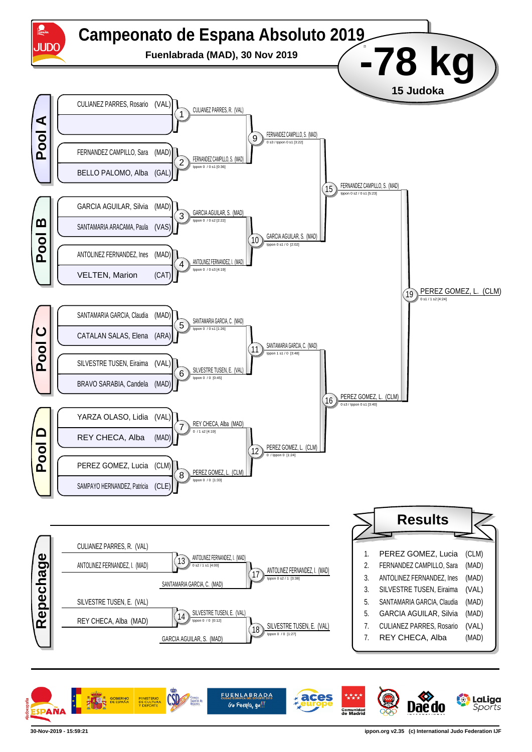# Campeonato de Espana Absoluto 2019

**Fuenlabrada (MAD), 30 Nov 2019**

# -78 kg

**15 Judoka**

## Pool A

- CULIANEZ PARRES, Rosario (VAL)
- (empty)
- FERNANDEZ CAMPILLO, Sara (MAD)
- BELLO PALOMO, Alba (GAL)

## Pool B

- GARCIA AGUILAR, Silvia (MAD)
- SANTAMARIA ARACAMA, Paula (VAS)
- ANTOLINEZ FERNANDEZ, Ines (MAD)
- VELTEN, Marion (CAT)

## Pool C

- SANTAMARIA GARCIA, Claudia (MAD)
- CATALAN SALAS, Elena (ARA)
- SILVESTRE TUSEN, Eiraima (VAL)
- BRAVO SARABIA, Candela (MAD)

## Pool D

- YARZA OLASO, Lidia (VAL)
- REY CHECA, Alba (MAD)
- PEREZ GOMEZ, Lucia (CLM)
- SAMPAYO HERNANDEZ, Patricia (CLE)

## Contests

| Contest | Winner | Score |
|---|---|---|
| 1 | CULIANEZ PARRES, R. (VAL) | |
| 2 | FERNANDEZ CAMPILLO, S. (MAD) | Ippon 0 / 0 s1 [0:36] |
| 3 | GARCIA AGUILAR, S. (MAD) | Ippon 0 / 0 s2 [2:22] |
| 4 | ANTOLINEZ FERNANDEZ, I. (MAD) | Ippon 0 / 0 s3 [4:19] |
| 5 | SANTAMARIA GARCIA, C. (MAD) | Ippon 0 / 0 s1 [1:26] |
| 6 | SILVESTRE TUSEN, E. (VAL) | Ippon 0 / 0 [0:45] |
| 7 | REY CHECA, Alba (MAD) | 0 / 1 s2 [4:19] |
| 8 | PEREZ GOMEZ, L. (CLM) | Ippon 0 / 0 [1:33] |
| 9 | FERNANDEZ CAMPILLO, S. (MAD) | 0 s3 / Ippon 0 s1 [3:22] |
| 10 | GARCIA AGUILAR, S. (MAD) | Ippon 0 s1 / 0 [2:02] |
| 11 | SANTAMARIA GARCIA, C. (MAD) | Ippon 1 s1 / 0 [3:48] |
| 12 | PEREZ GOMEZ, L. (CLM) | 0 / Ippon 0 [1:24] |
| 15 | FERNANDEZ CAMPILLO, S. (MAD) | Ippon 0 s2 / 0 s1 [5:23] |
| 16 | PEREZ GOMEZ, L. (CLM) | 0 s3 / Ippon 0 s1 [3:40] |
| 19 | PEREZ GOMEZ, L. (CLM) | 0 s1 / 1 s2 [4:24] |

## Repechage

| Contest | Competitors | Winner | Score |
|---|---|---|---|
| 13 | CULIANEZ PARRES, R. (VAL) vs ANTOLINEZ FERNANDEZ, I. (MAD) | ANTOLINEZ FERNANDEZ, I. (MAD) | 0 s2 / 1 s1 [4:00] |
| 17 | ANTOLINEZ FERNANDEZ, I. (MAD) vs SANTAMARIA GARCIA, C. (MAD) | ANTOLINEZ FERNANDEZ, I. (MAD) | Ippon 0 s2 / 1 [3:38] |
| 14 | SILVESTRE TUSEN, E. (VAL) vs REY CHECA, Alba (MAD) | SILVESTRE TUSEN, E. (VAL) | Ippon 0 / 0 [0:12] |
| 18 | SILVESTRE TUSEN, E. (VAL) vs GARCIA AGUILAR, S. (MAD) | SILVESTRE TUSEN, E. (VAL) | Ippon 0 / 0 [1:27] |

## Results

| Place | Name | Team |
|---|---|---|
| 1. | PEREZ GOMEZ, Lucia | (CLM) |
| 2. | FERNANDEZ CAMPILLO, Sara | (MAD) |
| 3. | ANTOLINEZ FERNANDEZ, Ines | (MAD) |
| 3. | SILVESTRE TUSEN, Eiraima | (VAL) |
| 5. | SANTAMARIA GARCIA, Claudia | (MAD) |
| 5. | GARCIA AGUILAR, Silvia | (MAD) |
| 7. | CULIANEZ PARRES, Rosario | (VAL) |
| 7. | REY CHECA, Alba | (MAD) |

30-Nov-2019 - 15:59:21 ippon.org v2.35 (c) International Judo Federation IJF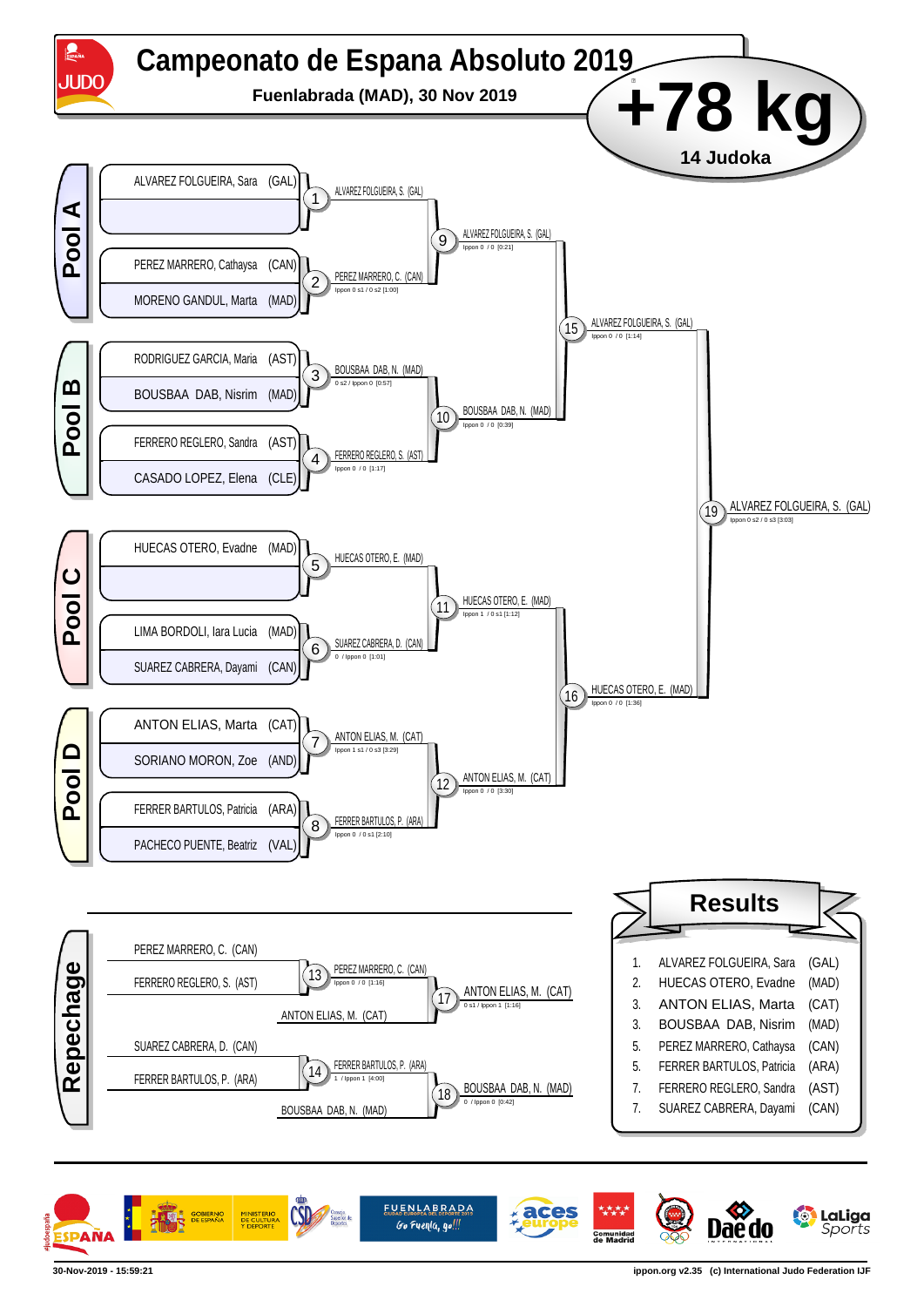# Campeonato de Espana Absoluto 2019

**Fuenlabrada (MAD), 30 Nov 2019**

# +78 kg

**14 Judoka**

## Pool A

- ALVAREZ FOLGUEIRA, Sara (GAL)
- (empty)
- PEREZ MARRERO, Cathaysa (CAN)
- MORENO GANDUL, Marta (MAD)

1: ALVAREZ FOLGUEIRA, S. (GAL)

2: PEREZ MARRERO, C. (CAN) — Ippon 0 s1 / 0 s2 [1:00]

9: ALVAREZ FOLGUEIRA, S. (GAL) — Ippon 0 / 0 [0:21]

## Pool B

- RODRIGUEZ GARCIA, Maria (AST)
- BOUSBAA DAB, Nisrim (MAD)
- FERRERO REGLERO, Sandra (AST)
- CASADO LOPEZ, Elena (CLE)

3: BOUSBAA DAB, N. (MAD) — 0 s2 / Ippon 0 [0:57]

4: FERRERO REGLERO, S. (AST) — Ippon 0 / 0 [1:17]

10: BOUSBAA DAB, N. (MAD) — Ippon 0 / 0 [0:39]

15: ALVAREZ FOLGUEIRA, S. (GAL) — Ippon 0 / 0 [1:14]

## Pool C

- HUECAS OTERO, Evadne (MAD)
- (empty)
- LIMA BORDOLI, Iara Lucia (MAD)
- SUAREZ CABRERA, Dayami (CAN)

5: HUECAS OTERO, E. (MAD)

6: SUAREZ CABRERA, D. (CAN) — 0 / Ippon 0 [1:01]

11: HUECAS OTERO, E. (MAD) — Ippon 1 / 0 s1 [1:12]

## Pool D

- ANTON ELIAS, Marta (CAT)
- SORIANO MORON, Zoe (AND)
- FERRER BARTULOS, Patricia (ARA)
- PACHECO PUENTE, Beatriz (VAL)

7: ANTON ELIAS, M. (CAT) — Ippon 1 s1 / 0 s3 [3:29]

8: FERRER BARTULOS, P. (ARA) — Ippon 0 / 0 s1 [2:10]

12: ANTON ELIAS, M. (CAT) — Ippon 0 / 0 [3:30]

16: HUECAS OTERO, E. (MAD) — Ippon 0 / 0 [1:36]

19: ALVAREZ FOLGUEIRA, S. (GAL) — Ippon 0 s2 / 0 s3 [3:03]

## Repechage

13: PEREZ MARRERO, C. (CAN) vs FERRERO REGLERO, S. (AST) → PEREZ MARRERO, C. (CAN) — Ippon 0 / 0 [1:16]

17: PEREZ MARRERO, C. (CAN) vs ANTON ELIAS, M. (CAT) → ANTON ELIAS, M. (CAT) — 0 s1 / Ippon 1 [1:16]

14: SUAREZ CABRERA, D. (CAN) vs FERRER BARTULOS, P. (ARA) → FERRER BARTULOS, P. (ARA) — 1 / Ippon 1 [4:00]

18: FERRER BARTULOS, P. (ARA) vs BOUSBAA DAB, N. (MAD) → BOUSBAA DAB, N. (MAD) — 0 / Ippon 0 [0:42]

## Results

| | | |
|---|---|---|
| 1. | ALVAREZ FOLGUEIRA, Sara | (GAL) |
| 2. | HUECAS OTERO, Evadne | (MAD) |
| 3. | ANTON ELIAS, Marta | (CAT) |
| 3. | BOUSBAA DAB, Nisrim | (MAD) |
| 5. | PEREZ MARRERO, Cathaysa | (CAN) |
| 5. | FERRER BARTULOS, Patricia | (ARA) |
| 7. | FERRERO REGLERO, Sandra | (AST) |
| 7. | SUAREZ CABRERA, Dayami | (CAN) |

30-Nov-2019 - 15:59:21

ippon.org v2.35 (c) International Judo Federation IJF